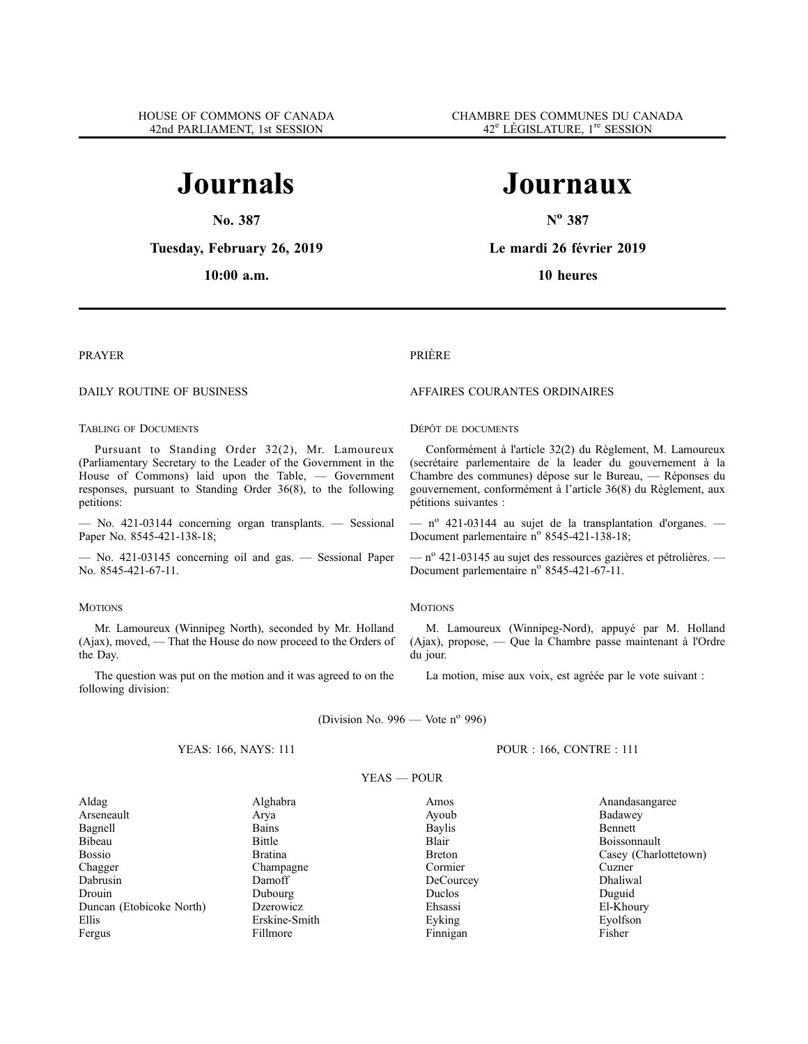HOUSE OF COMMONS OF CANADA
42nd PARLIAMENT, 1st SESSION

CHAMBRE DES COMMUNES DU CANADA
42[e] LÉGISLATURE, 1[re] SESSION

# Journals

**No. 387**

**Tuesday, February 26, 2019**

**10:00 a.m.**

# Journaux

**N[o] 387**

**Le mardi 26 février 2019**

**10 heures**

PRAYER

DAILY ROUTINE OF BUSINESS

TABLING OF DOCUMENTS

Pursuant to Standing Order 32(2), Mr. Lamoureux (Parliamentary Secretary to the Leader of the Government in the House of Commons) laid upon the Table, — Government responses, pursuant to Standing Order 36(8), to the following petitions:

— No. 421-03144 concerning organ transplants. — Sessional Paper No. 8545-421-138-18;

— No. 421-03145 concerning oil and gas. — Sessional Paper No. 8545-421-67-11.

MOTIONS

Mr. Lamoureux (Winnipeg North), seconded by Mr. Holland (Ajax), moved, — That the House do now proceed to the Orders of the Day.

The question was put on the motion and it was agreed to on the following division:

PRIÈRE

AFFAIRES COURANTES ORDINAIRES

DÉPÔT DE DOCUMENTS

Conformément à l'article 32(2) du Règlement, M. Lamoureux (secrétaire parlementaire de la leader du gouvernement à la Chambre des communes) dépose sur le Bureau, — Réponses du gouvernement, conformément à l'article 36(8) du Règlement, aux pétitions suivantes :

— n[o] 421-03144 au sujet de la transplantation d'organes. — Document parlementaire n[o] 8545-421-138-18;

— n[o] 421-03145 au sujet des ressources gazières et pétrolières. — Document parlementaire n[o] 8545-421-67-11.

MOTIONS

M. Lamoureux (Winnipeg-Nord), appuyé par M. Holland (Ajax), propose, — Que la Chambre passe maintenant à l'Ordre du jour.

La motion, mise aux voix, est agréée par le vote suivant :

(Division No. 996 — Vote n[o] 996)

YEAS: 166, NAYS: 111

POUR : 166, CONTRE : 111

YEAS — POUR

| | | | |
|---|---|---|---|
| Aldag | Alghabra | Amos | Anandasangaree |
| Arseneault | Arya | Ayoub | Badawey |
| Bagnell | Bains | Baylis | Bennett |
| Bibeau | Bittle | Blair | Boissonnault |
| Bossio | Bratina | Breton | Casey (Charlottetown) |
| Chagger | Champagne | Cormier | Cuzner |
| Dabrusin | Damoff | DeCourcey | Dhaliwal |
| Drouin | Dubourg | Duclos | Duguid |
| Duncan (Etobicoke North) | Dzerowicz | Ehsassi | El-Khoury |
| Ellis | Erskine-Smith | Eyking | Eyolfson |
| Fergus | Fillmore | Finnigan | Fisher |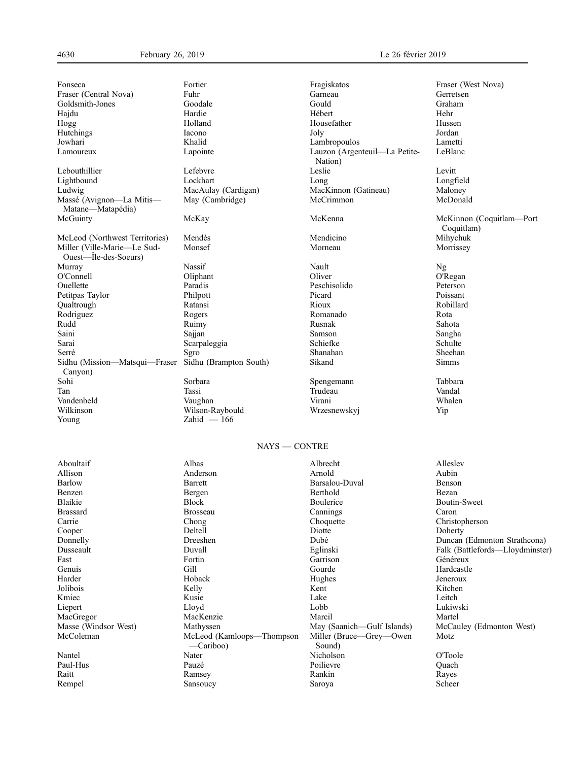| | | | |
|---|---|---|---|
| Fonseca | Fortier | Fragiskatos | Fraser (West Nova) |
| Fraser (Central Nova) | Fuhr | Garneau | Gerretsen |
| Goldsmith-Jones | Goodale | Gould | Graham |
| Hajdu | Hardie | Hébert | Hehr |
| Hogg | Holland | Housefather | Hussen |
| Hutchings | Iacono | Joly | Jordan |
| Jowhari | Khalid | Lambropoulos | Lametti |
| Lamoureux | Lapointe | Lauzon (Argenteuil—La Petite-Nation) | LeBlanc |
| Lebouthillier | Lefebvre | Leslie | Levitt |
| Lightbound | Lockhart | Long | Longfield |
| Ludwig | MacAulay (Cardigan) | MacKinnon (Gatineau) | Maloney |
| Massé (Avignon—La Mitis—Matane—Matapédia) | May (Cambridge) | McCrimmon | McDonald |
| McGuinty | McKay | McKenna | McKinnon (Coquitlam—Port Coquitlam) |
| McLeod (Northwest Territories) | Mendès | Mendicino | Mihychuk |
| Miller (Ville-Marie—Le Sud-Ouest—Île-des-Soeurs) | Monsef | Morneau | Morrissey |
| Murray | Nassif | Nault | Ng |
| O'Connell | Oliphant | Oliver | O'Regan |
| Ouellette | Paradis | Peschisolido | Peterson |
| Petitpas Taylor | Philpott | Picard | Poissant |
| Qualtrough | Ratansi | Rioux | Robillard |
| Rodriguez | Rogers | Romanado | Rota |
| Rudd | Ruimy | Rusnak | Sahota |
| Saini | Sajjan | Samson | Sangha |
| Sarai | Scarpaleggia | Schiefke | Schulte |
| Serré | Sgro | Shanahan | Sheehan |
| Sidhu (Mission—Matsqui—Fraser Canyon) | Sidhu (Brampton South) | Sikand | Simms |
| Sohi | Sorbara | Spengemann | Tabbara |
| Tan | Tassi | Trudeau | Vandal |
| Vandenbeld | Vaughan | Virani | Whalen |
| Wilkinson | Wilson-Raybould | Wrzesnewskyj | Yip |
| Young | Zahid — 166 | | |

## NAYS — CONTRE

| | | | |
|---|---|---|---|
| Aboultaif | Albas | Albrecht | Alleslev |
| Allison | Anderson | Arnold | Aubin |
| Barlow | Barrett | Barsalou-Duval | Benson |
| Benzen | Bergen | Berthold | Bezan |
| Blaikie | Block | Boulerice | Boutin-Sweet |
| Brassard | Brosseau | Cannings | Caron |
| Carrie | Chong | Choquette | Christopherson |
| Cooper | Deltell | Diotte | Doherty |
| Donnelly | Dreeshen | Dubé | Duncan (Edmonton Strathcona) |
| Dusseault | Duvall | Eglinski | Falk (Battlefords—Lloydminster) |
| Fast | Fortin | Garrison | Généreux |
| Genuis | Gill | Gourde | Hardcastle |
| Harder | Hoback | Hughes | Jeneroux |
| Jolibois | Kelly | Kent | Kitchen |
| Kmiec | Kusie | Lake | Leitch |
| Liepert | Lloyd | Lobb | Lukiwski |
| MacGregor | MacKenzie | Marcil | Martel |
| Masse (Windsor West) | Mathyssen | May (Saanich—Gulf Islands) | McCauley (Edmonton West) |
| McColeman | McLeod (Kamloops—Thompson—Cariboo) | Miller (Bruce—Grey—Owen Sound) | Motz |
| Nantel | Nater | Nicholson | O'Toole |
| Paul-Hus | Pauzé | Poilievre | Quach |
| Raitt | Ramsey | Rankin | Rayes |
| Rempel | Sansoucy | Saroya | Scheer |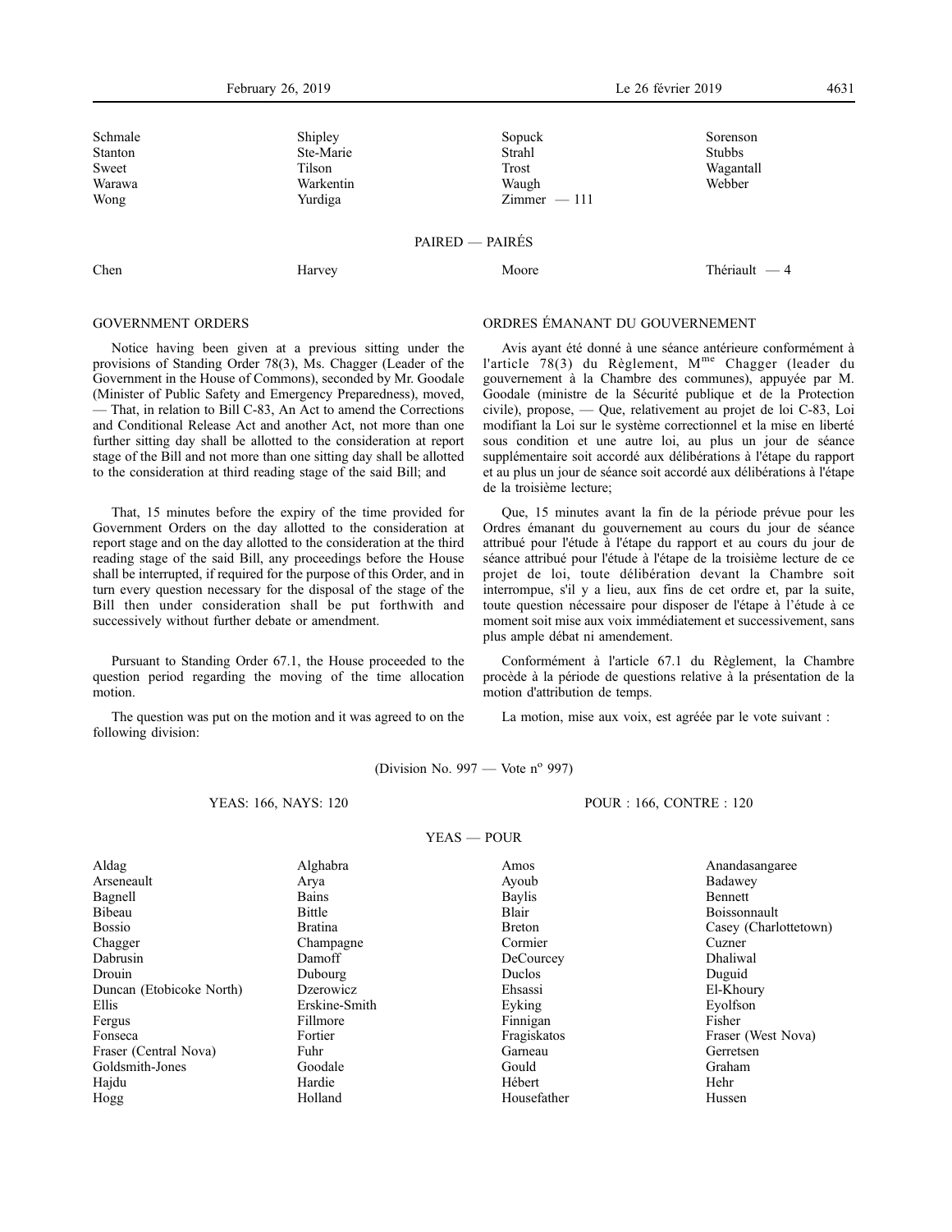| | | | |
|---|---|---|---|
| Schmale | Shipley | Sopuck | Sorenson |
| Stanton | Ste-Marie | Strahl | Stubbs |
| Sweet | Tilson | Trost | Wagantall |
| Warawa | Warkentin | Waugh | Webber |
| Wong | Yurdiga | Zimmer — 111 | |

PAIRED — PAIRÉS

| | | | |
|---|---|---|---|
| Chen | Harvey | Moore | Thériault — 4 |

## GOVERNMENT ORDERS

Notice having been given at a previous sitting under the provisions of Standing Order 78(3), Ms. Chagger (Leader of the Government in the House of Commons), seconded by Mr. Goodale (Minister of Public Safety and Emergency Preparedness), moved, — That, in relation to Bill C-83, An Act to amend the Corrections and Conditional Release Act and another Act, not more than one further sitting day shall be allotted to the consideration at report stage of the Bill and not more than one sitting day shall be allotted to the consideration at third reading stage of the said Bill; and

That, 15 minutes before the expiry of the time provided for Government Orders on the day allotted to the consideration at report stage and on the day allotted to the consideration at the third reading stage of the said Bill, any proceedings before the House shall be interrupted, if required for the purpose of this Order, and in turn every question necessary for the disposal of the stage of the Bill then under consideration shall be put forthwith and successively without further debate or amendment.

Pursuant to Standing Order 67.1, the House proceeded to the question period regarding the moving of the time allocation motion.

The question was put on the motion and it was agreed to on the following division:

## ORDRES ÉMANANT DU GOUVERNEMENT

Avis ayant été donné à une séance antérieure conformément à l'article 78(3) du Règlement, M[me] Chagger (leader du gouvernement à la Chambre des communes), appuyée par M. Goodale (ministre de la Sécurité publique et de la Protection civile), propose, — Que, relativement au projet de loi C-83, Loi modifiant la Loi sur le système correctionnel et la mise en liberté sous condition et une autre loi, au plus un jour de séance supplémentaire soit accordé aux délibérations à l'étape du rapport et au plus un jour de séance soit accordé aux délibérations à l'étape de la troisième lecture;

Que, 15 minutes avant la fin de la période prévue pour les Ordres émanant du gouvernement au cours du jour de séance attribué pour l'étude à l'étape du rapport et au cours du jour de séance attribué pour l'étude à l'étape de la troisième lecture de ce projet de loi, toute délibération devant la Chambre soit interrompue, s'il y a lieu, aux fins de cet ordre et, par la suite, toute question nécessaire pour disposer de l'étape à l'étude à ce moment soit mise aux voix immédiatement et successivement, sans plus ample débat ni amendement.

Conformément à l'article 67.1 du Règlement, la Chambre procède à la période de questions relative à la présentation de la motion d'attribution de temps.

La motion, mise aux voix, est agréée par le vote suivant :

(Division No. 997 — Vote n[o] 997)

YEAS: 166, NAYS: 120 — POUR : 166, CONTRE : 120

YEAS — POUR

| | | | |
|---|---|---|---|
| Aldag | Alghabra | Amos | Anandasangaree |
| Arseneault | Arya | Ayoub | Badawey |
| Bagnell | Bains | Baylis | Bennett |
| Bibeau | Bittle | Blair | Boissonnault |
| Bossio | Bratina | Breton | Casey (Charlottetown) |
| Chagger | Champagne | Cormier | Cuzner |
| Dabrusin | Damoff | DeCourcey | Dhaliwal |
| Drouin | Dubourg | Duclos | Duguid |
| Duncan (Etobicoke North) | Dzerowicz | Ehsassi | El-Khoury |
| Ellis | Erskine-Smith | Eyking | Eyolfson |
| Fergus | Fillmore | Finnigan | Fisher |
| Fonseca | Fortier | Fragiskatos | Fraser (West Nova) |
| Fraser (Central Nova) | Fuhr | Garneau | Gerretsen |
| Goldsmith-Jones | Goodale | Gould | Graham |
| Hajdu | Hardie | Hébert | Hehr |
| Hogg | Holland | Housefather | Hussen |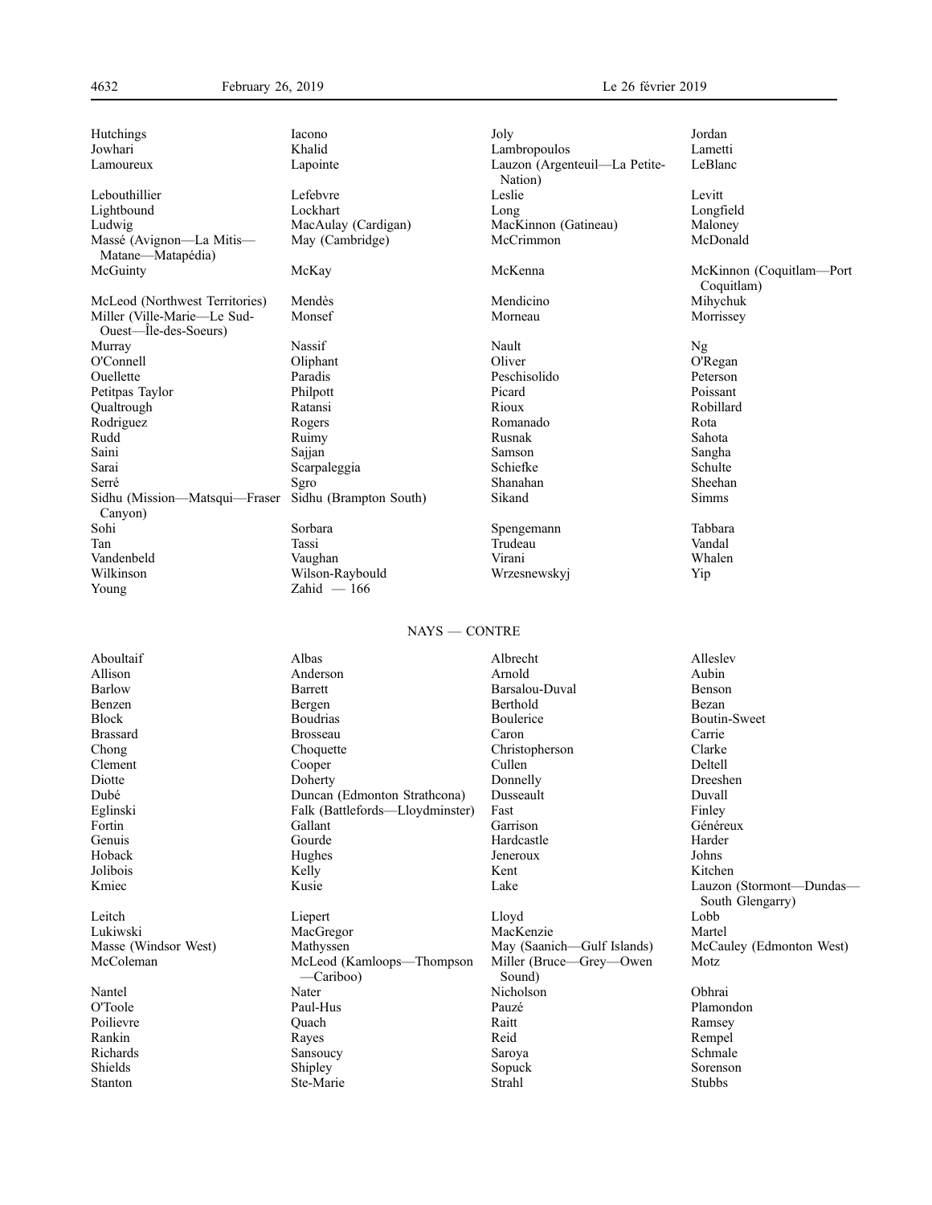Hutchings Iacono Joly Jordan
Jowhari Khalid Lambropoulos Lametti
Lamoureux Lapointe Lauzon (Argenteuil—La Petite-Nation) LeBlanc
Lebouthillier Lefebvre Leslie Levitt
Lightbound Lockhart Long Longfield
Ludwig MacAulay (Cardigan) MacKinnon (Gatineau) Maloney
Massé (Avignon—La Mitis—Matane—Matapédia) May (Cambridge) McCrimmon McDonald
McGuinty McKay McKenna McKinnon (Coquitlam—Port Coquitlam)
McLeod (Northwest Territories) Mendès Mendicino Mihychuk
Miller (Ville-Marie—Le Sud-Ouest—Île-des-Soeurs) Monsef Morneau Morrissey
Murray Nassif Nault Ng
O'Connell Oliphant Oliver O'Regan
Ouellette Paradis Peschisolido Peterson
Petitpas Taylor Philpott Picard Poissant
Qualtrough Ratansi Rioux Robillard
Rodriguez Rogers Romanado Rota
Rudd Ruimy Rusnak Sahota
Saini Sajjan Samson Sangha
Sarai Scarpaleggia Schiefke Schulte
Serré Sgro Shanahan Sheehan
Sidhu (Mission—Matsqui—Fraser Canyon) Sidhu (Brampton South) Sikand Simms
Sohi Sorbara Spengemann Tabbara
Tan Tassi Trudeau Vandal
Vandenbeld Vaughan Virani Whalen
Wilkinson Wilson-Raybould Wrzesnewskyj Yip
Young Zahid — 166

NAYS — CONTRE

Aboultaif Albas Albrecht Alleslev
Allison Anderson Arnold Aubin
Barlow Barrett Barsalou-Duval Benson
Benzen Bergen Berthold Bezan
Block Boudrias Boulerice Boutin-Sweet
Brassard Brosseau Caron Carrie
Chong Choquette Christopherson Clarke
Clement Cooper Cullen Deltell
Diotte Doherty Donnelly Dreeshen
Dubé Duncan (Edmonton Strathcona) Dusseault Duvall
Eglinski Falk (Battlefords—Lloydminster) Fast Finley
Fortin Gallant Garrison Généreux
Genuis Gourde Hardcastle Harder
Hoback Hughes Jeneroux Johns
Jolibois Kelly Kent Kitchen
Kmiec Kusie Lake Lauzon (Stormont—Dundas—South Glengarry)
Leitch Liepert Lloyd Lobb
Lukiwski MacGregor MacKenzie Martel
Masse (Windsor West) Mathyssen May (Saanich—Gulf Islands) McCauley (Edmonton West)
McColeman McLeod (Kamloops—Thompson—Cariboo) Miller (Bruce—Grey—Owen Sound) Motz
Nantel Nater Nicholson Obhrai
O'Toole Paul-Hus Pauzé Plamondon
Poilievre Quach Raitt Ramsey
Rankin Rayes Reid Rempel
Richards Sansoucy Saroya Schmale
Shields Shipley Sopuck Sorenson
Stanton Ste-Marie Strahl Stubbs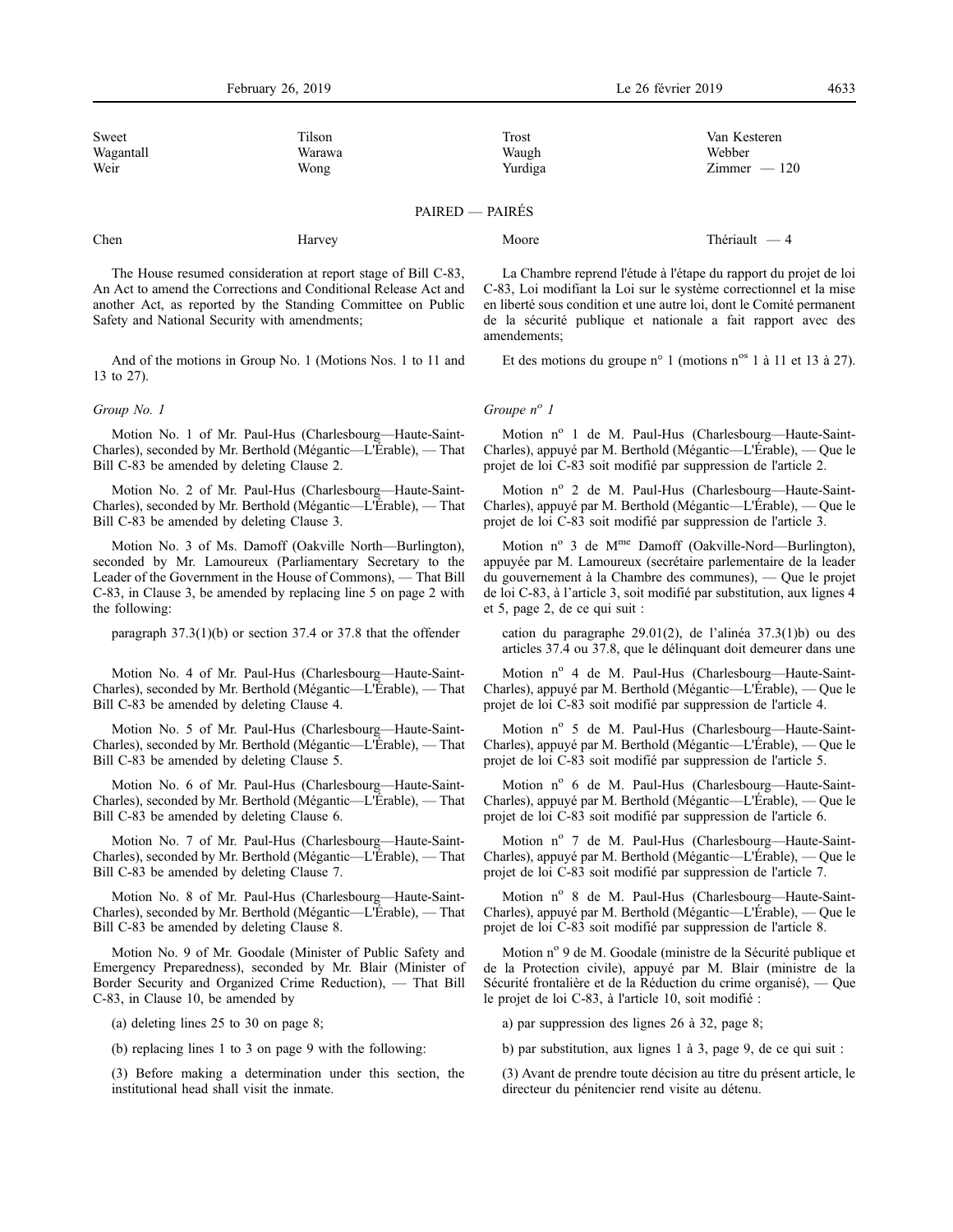| | | | |
|---|---|---|---|
| Sweet | Tilson | Trost | Van Kesteren |
| Wagantall | Warawa | Waugh | Webber |
| Weir | Wong | Yurdiga | Zimmer — 120 |

PAIRED — PAIRÉS

| | | | |
|---|---|---|---|
| Chen | Harvey | Moore | Thériault — 4 |

The House resumed consideration at report stage of Bill C-83, An Act to amend the Corrections and Conditional Release Act and another Act, as reported by the Standing Committee on Public Safety and National Security with amendments;

And of the motions in Group No. 1 (Motions Nos. 1 to 11 and 13 to 27).

*Group No. 1*

Motion No. 1 of Mr. Paul-Hus (Charlesbourg—Haute-Saint-Charles), seconded by Mr. Berthold (Mégantic—L'Érable), — That Bill C-83 be amended by deleting Clause 2.

Motion No. 2 of Mr. Paul-Hus (Charlesbourg—Haute-Saint-Charles), seconded by Mr. Berthold (Mégantic—L'Érable), — That Bill C-83 be amended by deleting Clause 3.

Motion No. 3 of Ms. Damoff (Oakville North—Burlington), seconded by Mr. Lamoureux (Parliamentary Secretary to the Leader of the Government in the House of Commons), — That Bill C-83, in Clause 3, be amended by replacing line 5 on page 2 with the following:

paragraph 37.3(1)(b) or section 37.4 or 37.8 that the offender

Motion No. 4 of Mr. Paul-Hus (Charlesbourg—Haute-Saint-Charles), seconded by Mr. Berthold (Mégantic—L'Érable), — That Bill C-83 be amended by deleting Clause 4.

Motion No. 5 of Mr. Paul-Hus (Charlesbourg—Haute-Saint-Charles), seconded by Mr. Berthold (Mégantic—L'Érable), — That Bill C-83 be amended by deleting Clause 5.

Motion No. 6 of Mr. Paul-Hus (Charlesbourg—Haute-Saint-Charles), seconded by Mr. Berthold (Mégantic—L'Érable), — That Bill C-83 be amended by deleting Clause 6.

Motion No. 7 of Mr. Paul-Hus (Charlesbourg—Haute-Saint-Charles), seconded by Mr. Berthold (Mégantic—L'Érable), — That Bill C-83 be amended by deleting Clause 7.

Motion No. 8 of Mr. Paul-Hus (Charlesbourg—Haute-Saint-Charles), seconded by Mr. Berthold (Mégantic—L'Érable), — That Bill C-83 be amended by deleting Clause 8.

Motion No. 9 of Mr. Goodale (Minister of Public Safety and Emergency Preparedness), seconded by Mr. Blair (Minister of Border Security and Organized Crime Reduction), — That Bill C-83, in Clause 10, be amended by

(a) deleting lines 25 to 30 on page 8;

(b) replacing lines 1 to 3 on page 9 with the following:

(3) Before making a determination under this section, the institutional head shall visit the inmate.

La Chambre reprend l'étude à l'étape du rapport du projet de loi C-83, Loi modifiant la Loi sur le système correctionnel et la mise en liberté sous condition et une autre loi, dont le Comité permanent de la sécurité publique et nationale a fait rapport avec des amendements;

Et des motions du groupe n° 1 (motions n[os] 1 à 11 et 13 à 27).

*Groupe n[o] 1*

Motion n[o] 1 de M. Paul-Hus (Charlesbourg—Haute-Saint-Charles), appuyé par M. Berthold (Mégantic—L'Érable), — Que le projet de loi C-83 soit modifié par suppression de l'article 2.

Motion n[o] 2 de M. Paul-Hus (Charlesbourg—Haute-Saint-Charles), appuyé par M. Berthold (Mégantic—L'Érable), — Que le projet de loi C-83 soit modifié par suppression de l'article 3.

Motion n[o] 3 de M[me] Damoff (Oakville-Nord—Burlington), appuyée par M. Lamoureux (secrétaire parlementaire de la leader du gouvernement à la Chambre des communes), — Que le projet de loi C-83, à l'article 3, soit modifié par substitution, aux lignes 4 et 5, page 2, de ce qui suit :

cation du paragraphe 29.01(2), de l'alinéa 37.3(1)b) ou des articles 37.4 ou 37.8, que le délinquant doit demeurer dans une

Motion n[o] 4 de M. Paul-Hus (Charlesbourg—Haute-Saint-Charles), appuyé par M. Berthold (Mégantic—L'Érable), — Que le projet de loi C-83 soit modifié par suppression de l'article 4.

Motion n[o] 5 de M. Paul-Hus (Charlesbourg—Haute-Saint-Charles), appuyé par M. Berthold (Mégantic—L'Érable), — Que le projet de loi C-83 soit modifié par suppression de l'article 5.

Motion n[o] 6 de M. Paul-Hus (Charlesbourg—Haute-Saint-Charles), appuyé par M. Berthold (Mégantic—L'Érable), — Que le projet de loi C-83 soit modifié par suppression de l'article 6.

Motion n[o] 7 de M. Paul-Hus (Charlesbourg—Haute-Saint-Charles), appuyé par M. Berthold (Mégantic—L'Érable), — Que le projet de loi C-83 soit modifié par suppression de l'article 7.

Motion n[o] 8 de M. Paul-Hus (Charlesbourg—Haute-Saint-Charles), appuyé par M. Berthold (Mégantic—L'Érable), — Que le projet de loi C-83 soit modifié par suppression de l'article 8.

Motion n[o] 9 de M. Goodale (ministre de la Sécurité publique et de la Protection civile), appuyé par M. Blair (ministre de la Sécurité frontalière et de la Réduction du crime organisé), — Que le projet de loi C-83, à l'article 10, soit modifié :

a) par suppression des lignes 26 à 32, page 8;

b) par substitution, aux lignes 1 à 3, page 9, de ce qui suit :

(3) Avant de prendre toute décision au titre du présent article, le directeur du pénitencier rend visite au détenu.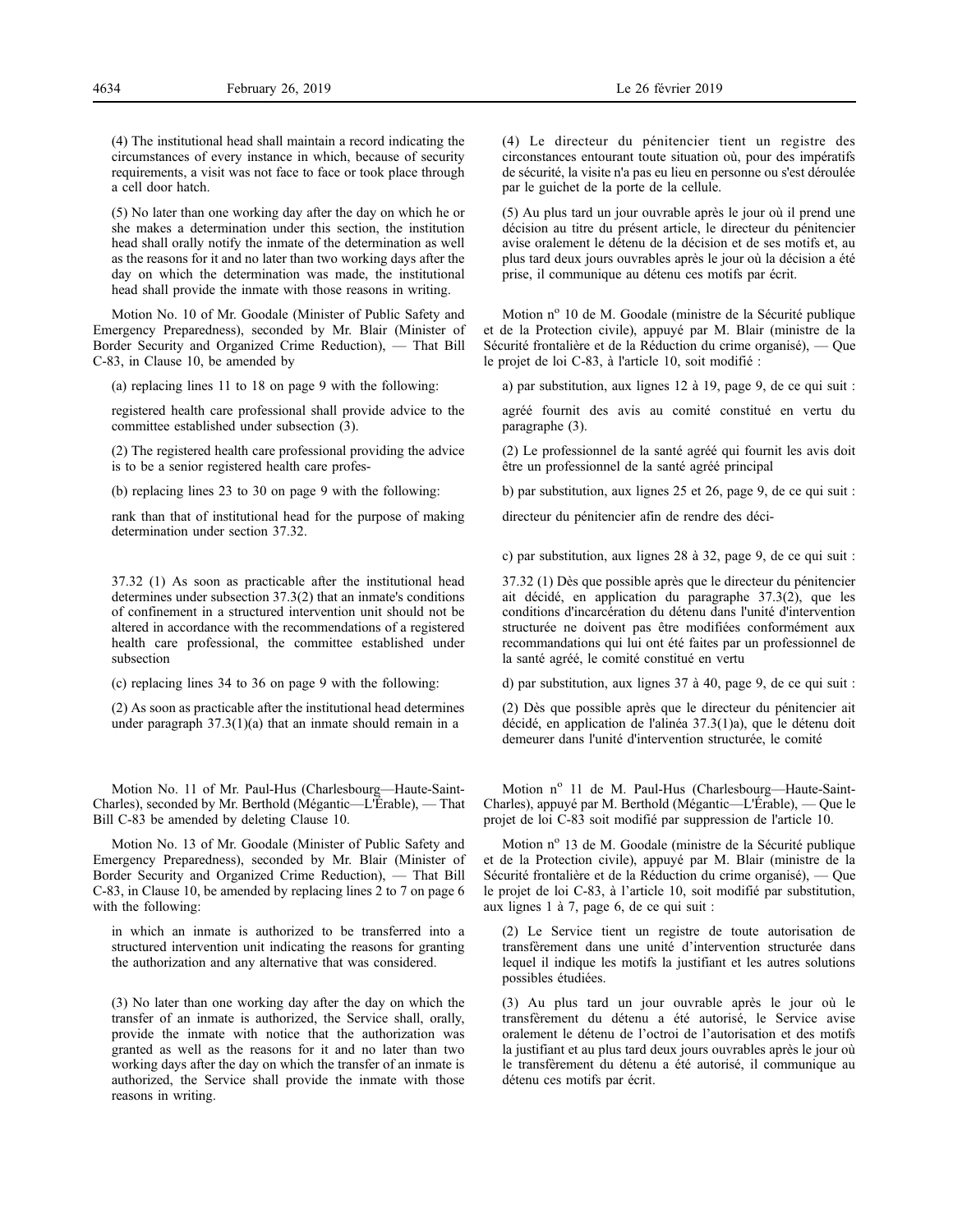(4) The institutional head shall maintain a record indicating the circumstances of every instance in which, because of security requirements, a visit was not face to face or took place through a cell door hatch.

(5) No later than one working day after the day on which he or she makes a determination under this section, the institution head shall orally notify the inmate of the determination as well as the reasons for it and no later than two working days after the day on which the determination was made, the institutional head shall provide the inmate with those reasons in writing.

Motion No. 10 of Mr. Goodale (Minister of Public Safety and Emergency Preparedness), seconded by Mr. Blair (Minister of Border Security and Organized Crime Reduction), — That Bill C-83, in Clause 10, be amended by

(a) replacing lines 11 to 18 on page 9 with the following:

registered health care professional shall provide advice to the committee established under subsection (3).

(2) The registered health care professional providing the advice is to be a senior registered health care profes-

(b) replacing lines 23 to 30 on page 9 with the following:

rank than that of institutional head for the purpose of making determination under section 37.32.

37.32 (1) As soon as practicable after the institutional head determines under subsection 37.3(2) that an inmate's conditions of confinement in a structured intervention unit should not be altered in accordance with the recommendations of a registered health care professional, the committee established under subsection

(c) replacing lines 34 to 36 on page 9 with the following:

(2) As soon as practicable after the institutional head determines under paragraph 37.3(1)(a) that an inmate should remain in a

Motion No. 11 of Mr. Paul-Hus (Charlesbourg—Haute-Saint-Charles), seconded by Mr. Berthold (Mégantic—L'Érable), — That Bill C-83 be amended by deleting Clause 10.

Motion No. 13 of Mr. Goodale (Minister of Public Safety and Emergency Preparedness), seconded by Mr. Blair (Minister of Border Security and Organized Crime Reduction), — That Bill C-83, in Clause 10, be amended by replacing lines 2 to 7 on page 6 with the following:

in which an inmate is authorized to be transferred into a structured intervention unit indicating the reasons for granting the authorization and any alternative that was considered.

(3) No later than one working day after the day on which the transfer of an inmate is authorized, the Service shall, orally, provide the inmate with notice that the authorization was granted as well as the reasons for it and no later than two working days after the day on which the transfer of an inmate is authorized, the Service shall provide the inmate with those reasons in writing.

(4) Le directeur du pénitencier tient un registre des circonstances entourant toute situation où, pour des impératifs de sécurité, la visite n'a pas eu lieu en personne ou s'est déroulée par le guichet de la porte de la cellule.

(5) Au plus tard un jour ouvrable après le jour où il prend une décision au titre du présent article, le directeur du pénitencier avise oralement le détenu de la décision et de ses motifs et, au plus tard deux jours ouvrables après le jour où la décision a été prise, il communique au détenu ces motifs par écrit.

Motion n° 10 de M. Goodale (ministre de la Sécurité publique et de la Protection civile), appuyé par M. Blair (ministre de la Sécurité frontalière et de la Réduction du crime organisé), — Que le projet de loi C-83, à l'article 10, soit modifié :

a) par substitution, aux lignes 12 à 19, page 9, de ce qui suit :

agréé fournit des avis au comité constitué en vertu du paragraphe (3).

(2) Le professionnel de la santé agréé qui fournit les avis doit être un professionnel de la santé agréé principal

b) par substitution, aux lignes 25 et 26, page 9, de ce qui suit :

directeur du pénitencier afin de rendre des déci-

c) par substitution, aux lignes 28 à 32, page 9, de ce qui suit :

37.32 (1) Dès que possible après que le directeur du pénitencier ait décidé, en application du paragraphe 37.3(2), que les conditions d'incarcération du détenu dans l'unité d'intervention structurée ne doivent pas être modifiées conformément aux recommandations qui lui ont été faites par un professionnel de la santé agréé, le comité constitué en vertu

d) par substitution, aux lignes 37 à 40, page 9, de ce qui suit :

(2) Dès que possible après que le directeur du pénitencier ait décidé, en application de l'alinéa 37.3(1)a), que le détenu doit demeurer dans l'unité d'intervention structurée, le comité

Motion n° 11 de M. Paul-Hus (Charlesbourg—Haute-Saint-Charles), appuyé par M. Berthold (Mégantic—L'Érable), — Que le projet de loi C-83 soit modifié par suppression de l'article 10.

Motion n° 13 de M. Goodale (ministre de la Sécurité publique et de la Protection civile), appuyé par M. Blair (ministre de la Sécurité frontalière et de la Réduction du crime organisé), — Que le projet de loi C-83, à l'article 10, soit modifié par substitution, aux lignes 1 à 7, page 6, de ce qui suit :

(2) Le Service tient un registre de toute autorisation de transfèrement dans une unité d'intervention structurée dans lequel il indique les motifs la justifiant et les autres solutions possibles étudiées.

(3) Au plus tard un jour ouvrable après le jour où le transfèrement du détenu a été autorisé, le Service avise oralement le détenu de l'octroi de l'autorisation et des motifs la justifiant et au plus tard deux jours ouvrables après le jour où le transfèrement du détenu a été autorisé, il communique au détenu ces motifs par écrit.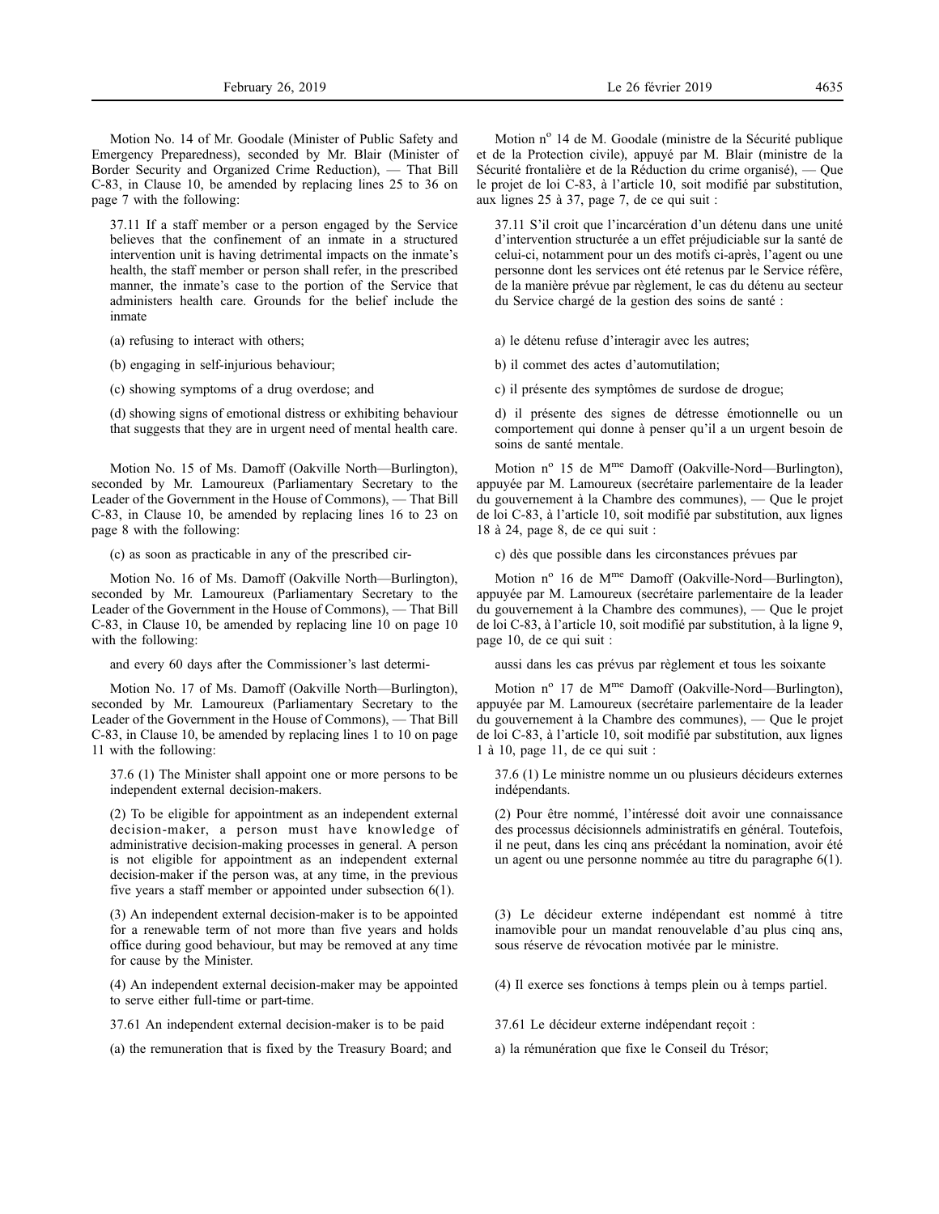Motion No. 14 of Mr. Goodale (Minister of Public Safety and Emergency Preparedness), seconded by Mr. Blair (Minister of Border Security and Organized Crime Reduction), — That Bill C-83, in Clause 10, be amended by replacing lines 25 to 36 on page 7 with the following:

37.11 If a staff member or a person engaged by the Service believes that the confinement of an inmate in a structured intervention unit is having detrimental impacts on the inmate's health, the staff member or person shall refer, in the prescribed manner, the inmate's case to the portion of the Service that administers health care. Grounds for the belief include the inmate

(a) refusing to interact with others;

(b) engaging in self-injurious behaviour;

(c) showing symptoms of a drug overdose; and

(d) showing signs of emotional distress or exhibiting behaviour that suggests that they are in urgent need of mental health care.

Motion No. 15 of Ms. Damoff (Oakville North—Burlington), seconded by Mr. Lamoureux (Parliamentary Secretary to the Leader of the Government in the House of Commons), — That Bill C-83, in Clause 10, be amended by replacing lines 16 to 23 on page 8 with the following:

(c) as soon as practicable in any of the prescribed cir-

Motion No. 16 of Ms. Damoff (Oakville North—Burlington), seconded by Mr. Lamoureux (Parliamentary Secretary to the Leader of the Government in the House of Commons), — That Bill C-83, in Clause 10, be amended by replacing line 10 on page 10 with the following:

and every 60 days after the Commissioner's last determi-

Motion No. 17 of Ms. Damoff (Oakville North—Burlington), seconded by Mr. Lamoureux (Parliamentary Secretary to the Leader of the Government in the House of Commons), — That Bill C-83, in Clause 10, be amended by replacing lines 1 to 10 on page 11 with the following:

37.6 (1) The Minister shall appoint one or more persons to be independent external decision-makers.

(2) To be eligible for appointment as an independent external decision-maker, a person must have knowledge of administrative decision-making processes in general. A person is not eligible for appointment as an independent external decision-maker if the person was, at any time, in the previous five years a staff member or appointed under subsection 6(1).

(3) An independent external decision-maker is to be appointed for a renewable term of not more than five years and holds office during good behaviour, but may be removed at any time for cause by the Minister.

(4) An independent external decision-maker may be appointed to serve either full-time or part-time.

37.61 An independent external decision-maker is to be paid

(a) the remuneration that is fixed by the Treasury Board; and

Motion n[o] 14 de M. Goodale (ministre de la Sécurité publique et de la Protection civile), appuyé par M. Blair (ministre de la Sécurité frontalière et de la Réduction du crime organisé), — Que le projet de loi C-83, à l'article 10, soit modifié par substitution, aux lignes 25 à 37, page 7, de ce qui suit :

37.11 S'il croit que l'incarcération d'un détenu dans une unité d'intervention structurée a un effet préjudiciable sur la santé de celui-ci, notamment pour un des motifs ci-après, l'agent ou une personne dont les services ont été retenus par le Service réfère, de la manière prévue par règlement, le cas du détenu au secteur du Service chargé de la gestion des soins de santé :

a) le détenu refuse d'interagir avec les autres;

b) il commet des actes d'automutilation;

c) il présente des symptômes de surdose de drogue;

d) il présente des signes de détresse émotionnelle ou un comportement qui donne à penser qu'il a un urgent besoin de soins de santé mentale.

Motion n[o] 15 de M[me] Damoff (Oakville-Nord—Burlington), appuyée par M. Lamoureux (secrétaire parlementaire de la leader du gouvernement à la Chambre des communes), — Que le projet de loi C-83, à l'article 10, soit modifié par substitution, aux lignes 18 à 24, page 8, de ce qui suit :

c) dès que possible dans les circonstances prévues par

Motion n[o] 16 de M[me] Damoff (Oakville-Nord—Burlington), appuyée par M. Lamoureux (secrétaire parlementaire de la leader du gouvernement à la Chambre des communes), — Que le projet de loi C-83, à l'article 10, soit modifié par substitution, à la ligne 9, page 10, de ce qui suit :

aussi dans les cas prévus par règlement et tous les soixante

Motion n[o] 17 de M[me] Damoff (Oakville-Nord—Burlington), appuyée par M. Lamoureux (secrétaire parlementaire de la leader du gouvernement à la Chambre des communes), — Que le projet de loi C-83, à l'article 10, soit modifié par substitution, aux lignes 1 à 10, page 11, de ce qui suit :

37.6 (1) Le ministre nomme un ou plusieurs décideurs externes indépendants.

(2) Pour être nommé, l'intéressé doit avoir une connaissance des processus décisionnels administratifs en général. Toutefois, il ne peut, dans les cinq ans précédant la nomination, avoir été un agent ou une personne nommée au titre du paragraphe 6(1).

(3) Le décideur externe indépendant est nommé à titre inamovible pour un mandat renouvelable d'au plus cinq ans, sous réserve de révocation motivée par le ministre.

(4) Il exerce ses fonctions à temps plein ou à temps partiel.

37.61 Le décideur externe indépendant reçoit :

a) la rémunération que fixe le Conseil du Trésor;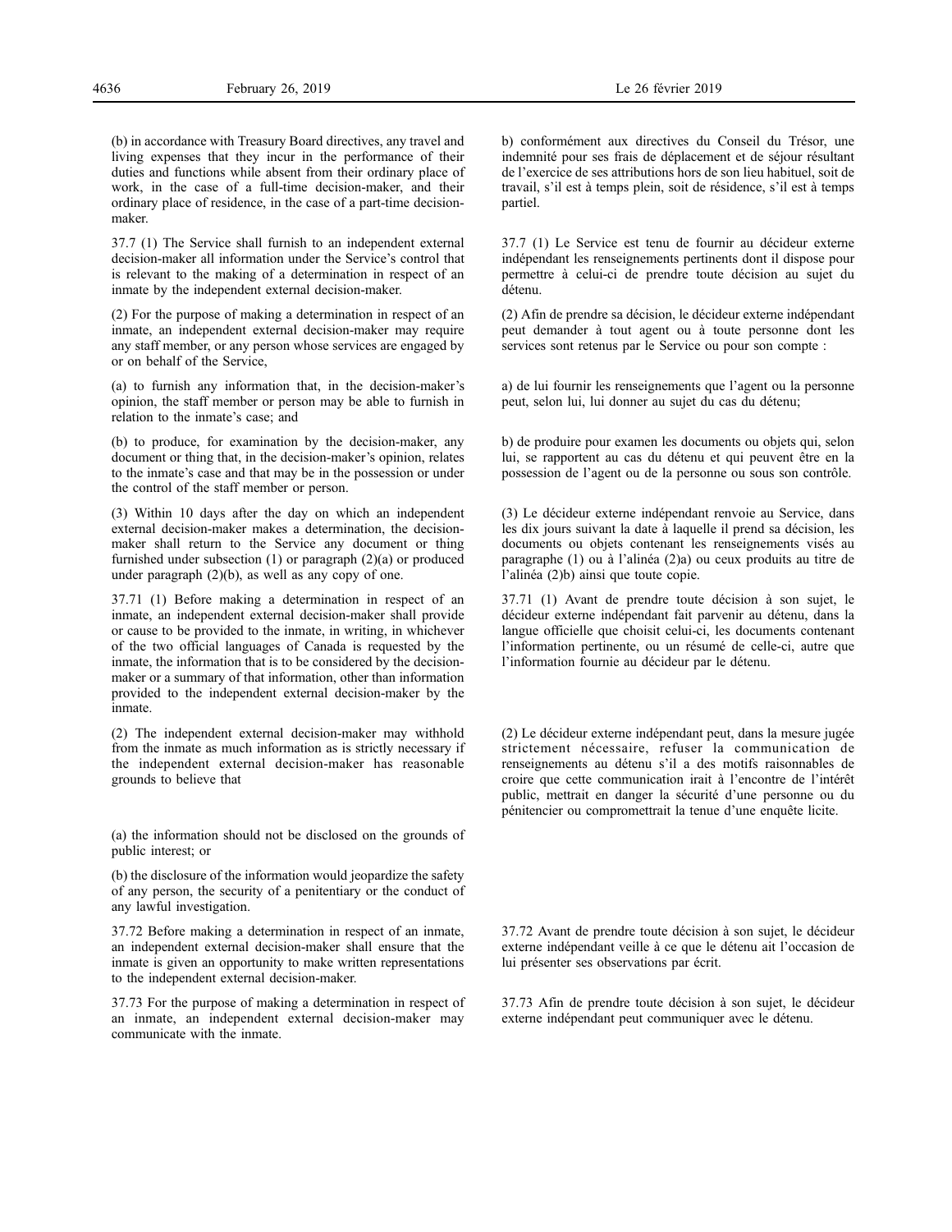(b) in accordance with Treasury Board directives, any travel and living expenses that they incur in the performance of their duties and functions while absent from their ordinary place of work, in the case of a full-time decision-maker, and their ordinary place of residence, in the case of a part-time decision-maker.

37.7 (1) The Service shall furnish to an independent external decision-maker all information under the Service's control that is relevant to the making of a determination in respect of an inmate by the independent external decision-maker.

(2) For the purpose of making a determination in respect of an inmate, an independent external decision-maker may require any staff member, or any person whose services are engaged by or on behalf of the Service,

(a) to furnish any information that, in the decision-maker's opinion, the staff member or person may be able to furnish in relation to the inmate's case; and

(b) to produce, for examination by the decision-maker, any document or thing that, in the decision-maker's opinion, relates to the inmate's case and that may be in the possession or under the control of the staff member or person.

(3) Within 10 days after the day on which an independent external decision-maker makes a determination, the decision-maker shall return to the Service any document or thing furnished under subsection (1) or paragraph (2)(a) or produced under paragraph (2)(b), as well as any copy of one.

37.71 (1) Before making a determination in respect of an inmate, an independent external decision-maker shall provide or cause to be provided to the inmate, in writing, in whichever of the two official languages of Canada is requested by the inmate, the information that is to be considered by the decision-maker or a summary of that information, other than information provided to the independent external decision-maker by the inmate.

(2) The independent external decision-maker may withhold from the inmate as much information as is strictly necessary if the independent external decision-maker has reasonable grounds to believe that

(a) the information should not be disclosed on the grounds of public interest; or

(b) the disclosure of the information would jeopardize the safety of any person, the security of a penitentiary or the conduct of any lawful investigation.

37.72 Before making a determination in respect of an inmate, an independent external decision-maker shall ensure that the inmate is given an opportunity to make written representations to the independent external decision-maker.

37.73 For the purpose of making a determination in respect of an inmate, an independent external decision-maker may communicate with the inmate.

b) conformément aux directives du Conseil du Trésor, une indemnité pour ses frais de déplacement et de séjour résultant de l'exercice de ses attributions hors de son lieu habituel, soit de travail, s'il est à temps plein, soit de résidence, s'il est à temps partiel.

37.7 (1) Le Service est tenu de fournir au décideur externe indépendant les renseignements pertinents dont il dispose pour permettre à celui-ci de prendre toute décision au sujet du détenu.

(2) Afin de prendre sa décision, le décideur externe indépendant peut demander à tout agent ou à toute personne dont les services sont retenus par le Service ou pour son compte :

a) de lui fournir les renseignements que l'agent ou la personne peut, selon lui, lui donner au sujet du cas du détenu;

b) de produire pour examen les documents ou objets qui, selon lui, se rapportent au cas du détenu et qui peuvent être en la possession de l'agent ou de la personne ou sous son contrôle.

(3) Le décideur externe indépendant renvoie au Service, dans les dix jours suivant la date à laquelle il prend sa décision, les documents ou objets contenant les renseignements visés au paragraphe (1) ou à l'alinéa (2)a) ou ceux produits au titre de l'alinéa (2)b) ainsi que toute copie.

37.71 (1) Avant de prendre toute décision à son sujet, le décideur externe indépendant fait parvenir au détenu, dans la langue officielle que choisit celui-ci, les documents contenant l'information pertinente, ou un résumé de celle-ci, autre que l'information fournie au décideur par le détenu.

(2) Le décideur externe indépendant peut, dans la mesure jugée strictement nécessaire, refuser la communication de renseignements au détenu s'il a des motifs raisonnables de croire que cette communication irait à l'encontre de l'intérêt public, mettrait en danger la sécurité d'une personne ou du pénitencier ou compromettrait la tenue d'une enquête licite.

37.72 Avant de prendre toute décision à son sujet, le décideur externe indépendant veille à ce que le détenu ait l'occasion de lui présenter ses observations par écrit.

37.73 Afin de prendre toute décision à son sujet, le décideur externe indépendant peut communiquer avec le détenu.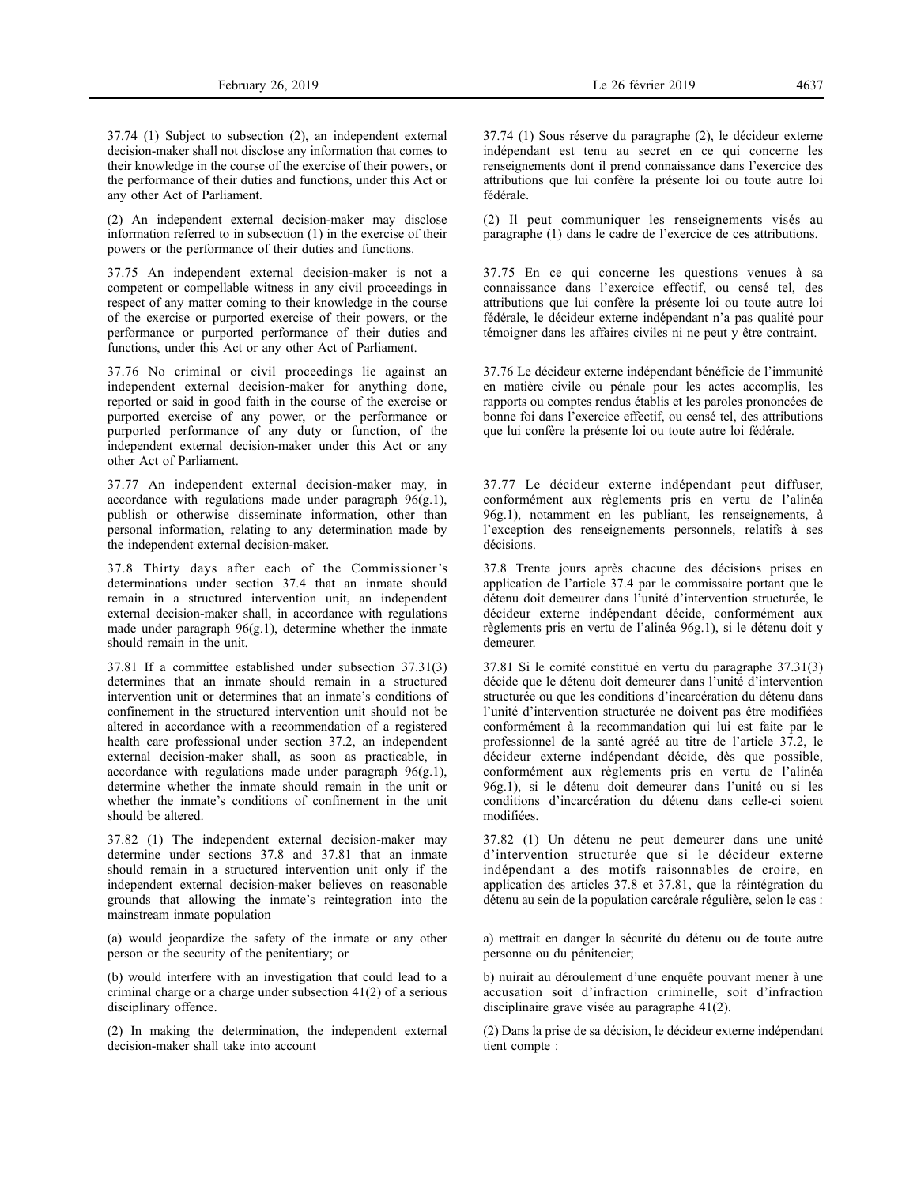37.74 (1) Subject to subsection (2), an independent external decision-maker shall not disclose any information that comes to their knowledge in the course of the exercise of their powers, or the performance of their duties and functions, under this Act or any other Act of Parliament.

(2) An independent external decision-maker may disclose information referred to in subsection (1) in the exercise of their powers or the performance of their duties and functions.

37.75 An independent external decision-maker is not a competent or compellable witness in any civil proceedings in respect of any matter coming to their knowledge in the course of the exercise or purported exercise of their powers, or the performance or purported performance of their duties and functions, under this Act or any other Act of Parliament.

37.76 No criminal or civil proceedings lie against an independent external decision-maker for anything done, reported or said in good faith in the course of the exercise or purported exercise of any power, or the performance or purported performance of any duty or function, of the independent external decision-maker under this Act or any other Act of Parliament.

37.77 An independent external decision-maker may, in accordance with regulations made under paragraph 96(g.1), publish or otherwise disseminate information, other than personal information, relating to any determination made by the independent external decision-maker.

37.8 Thirty days after each of the Commissioner's determinations under section 37.4 that an inmate should remain in a structured intervention unit, an independent external decision-maker shall, in accordance with regulations made under paragraph 96(g.1), determine whether the inmate should remain in the unit.

37.81 If a committee established under subsection 37.31(3) determines that an inmate should remain in a structured intervention unit or determines that an inmate's conditions of confinement in the structured intervention unit should not be altered in accordance with a recommendation of a registered health care professional under section 37.2, an independent external decision-maker shall, as soon as practicable, in accordance with regulations made under paragraph 96(g.1), determine whether the inmate should remain in the unit or whether the inmate's conditions of confinement in the unit should be altered.

37.82 (1) The independent external decision-maker may determine under sections 37.8 and 37.81 that an inmate should remain in a structured intervention unit only if the independent external decision-maker believes on reasonable grounds that allowing the inmate's reintegration into the mainstream inmate population

(a) would jeopardize the safety of the inmate or any other person or the security of the penitentiary; or

(b) would interfere with an investigation that could lead to a criminal charge or a charge under subsection 41(2) of a serious disciplinary offence.

(2) In making the determination, the independent external decision-maker shall take into account

37.74 (1) Sous réserve du paragraphe (2), le décideur externe indépendant est tenu au secret en ce qui concerne les renseignements dont il prend connaissance dans l'exercice des attributions que lui confère la présente loi ou toute autre loi fédérale.

(2) Il peut communiquer les renseignements visés au paragraphe (1) dans le cadre de l'exercice de ces attributions.

37.75 En ce qui concerne les questions venues à sa connaissance dans l'exercice effectif, ou censé tel, des attributions que lui confère la présente loi ou toute autre loi fédérale, le décideur externe indépendant n'a pas qualité pour témoigner dans les affaires civiles ni ne peut y être contraint.

37.76 Le décideur externe indépendant bénéficie de l'immunité en matière civile ou pénale pour les actes accomplis, les rapports ou comptes rendus établis et les paroles prononcées de bonne foi dans l'exercice effectif, ou censé tel, des attributions que lui confère la présente loi ou toute autre loi fédérale.

37.77 Le décideur externe indépendant peut diffuser, conformément aux règlements pris en vertu de l'alinéa 96g.1), notamment en les publiant, les renseignements, à l'exception des renseignements personnels, relatifs à ses décisions.

37.8 Trente jours après chacune des décisions prises en application de l'article 37.4 par le commissaire portant que le détenu doit demeurer dans l'unité d'intervention structurée, le décideur externe indépendant décide, conformément aux règlements pris en vertu de l'alinéa 96g.1), si le détenu doit y demeurer.

37.81 Si le comité constitué en vertu du paragraphe 37.31(3) décide que le détenu doit demeurer dans l'unité d'intervention structurée ou que les conditions d'incarcération du détenu dans l'unité d'intervention structurée ne doivent pas être modifiées conformément à la recommandation qui lui est faite par le professionnel de la santé agréé au titre de l'article 37.2, le décideur externe indépendant décide, dès que possible, conformément aux règlements pris en vertu de l'alinéa 96g.1), si le détenu doit demeurer dans l'unité ou si les conditions d'incarcération du détenu dans celle-ci soient modifiées.

37.82 (1) Un détenu ne peut demeurer dans une unité d'intervention structurée que si le décideur externe indépendant a des motifs raisonnables de croire, en application des articles 37.8 et 37.81, que la réintégration du détenu au sein de la population carcérale régulière, selon le cas :

a) mettrait en danger la sécurité du détenu ou de toute autre personne ou du pénitencier;

b) nuirait au déroulement d'une enquête pouvant mener à une accusation soit d'infraction criminelle, soit d'infraction disciplinaire grave visée au paragraphe 41(2).

(2) Dans la prise de sa décision, le décideur externe indépendant tient compte :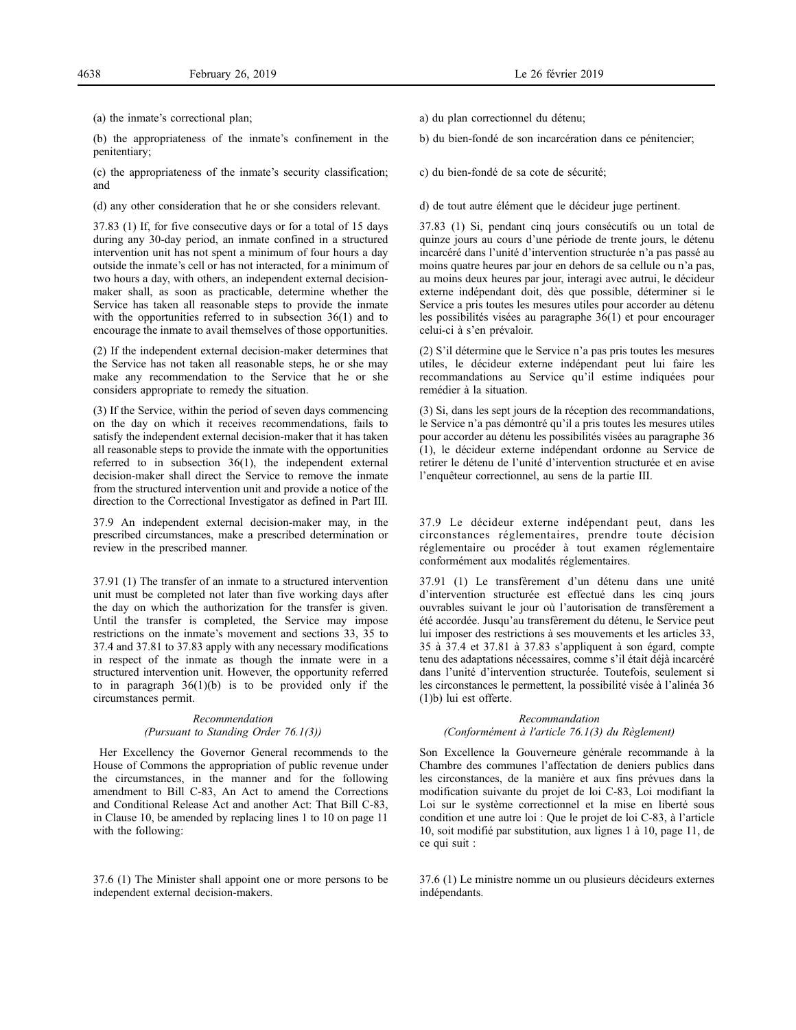(a) the inmate's correctional plan;

(b) the appropriateness of the inmate's confinement in the penitentiary;

(c) the appropriateness of the inmate's security classification; and

(d) any other consideration that he or she considers relevant.

37.83 (1) If, for five consecutive days or for a total of 15 days during any 30-day period, an inmate confined in a structured intervention unit has not spent a minimum of four hours a day outside the inmate's cell or has not interacted, for a minimum of two hours a day, with others, an independent external decision-maker shall, as soon as practicable, determine whether the Service has taken all reasonable steps to provide the inmate with the opportunities referred to in subsection 36(1) and to encourage the inmate to avail themselves of those opportunities.

(2) If the independent external decision-maker determines that the Service has not taken all reasonable steps, he or she may make any recommendation to the Service that he or she considers appropriate to remedy the situation.

(3) If the Service, within the period of seven days commencing on the day on which it receives recommendations, fails to satisfy the independent external decision-maker that it has taken all reasonable steps to provide the inmate with the opportunities referred to in subsection 36(1), the independent external decision-maker shall direct the Service to remove the inmate from the structured intervention unit and provide a notice of the direction to the Correctional Investigator as defined in Part III.

37.9 An independent external decision-maker may, in the prescribed circumstances, make a prescribed determination or review in the prescribed manner.

37.91 (1) The transfer of an inmate to a structured intervention unit must be completed not later than five working days after the day on which the authorization for the transfer is given. Until the transfer is completed, the Service may impose restrictions on the inmate's movement and sections 33, 35 to 37.4 and 37.81 to 37.83 apply with any necessary modifications in respect of the inmate as though the inmate were in a structured intervention unit. However, the opportunity referred to in paragraph 36(1)(b) is to be provided only if the circumstances permit.

*Recommendation*
*(Pursuant to Standing Order 76.1(3))*

Her Excellency the Governor General recommends to the House of Commons the appropriation of public revenue under the circumstances, in the manner and for the following amendment to Bill C-83, An Act to amend the Corrections and Conditional Release Act and another Act: That Bill C-83, in Clause 10, be amended by replacing lines 1 to 10 on page 11 with the following:

37.6 (1) The Minister shall appoint one or more persons to be independent external decision-makers.

a) du plan correctionnel du détenu;

b) du bien-fondé de son incarcération dans ce pénitencier;

c) du bien-fondé de sa cote de sécurité;

d) de tout autre élément que le décideur juge pertinent.

37.83 (1) Si, pendant cinq jours consécutifs ou un total de quinze jours au cours d'une période de trente jours, le détenu incarcéré dans l'unité d'intervention structurée n'a pas passé au moins quatre heures par jour en dehors de sa cellule ou n'a pas, au moins deux heures par jour, interagi avec autrui, le décideur externe indépendant doit, dès que possible, déterminer si le Service a pris toutes les mesures utiles pour accorder au détenu les possibilités visées au paragraphe 36(1) et pour encourager celui-ci à s'en prévaloir.

(2) S'il détermine que le Service n'a pas pris toutes les mesures utiles, le décideur externe indépendant peut lui faire les recommandations au Service qu'il estime indiquées pour remédier à la situation.

(3) Si, dans les sept jours de la réception des recommandations, le Service n'a pas démontré qu'il a pris toutes les mesures utiles pour accorder au détenu les possibilités visées au paragraphe 36 (1), le décideur externe indépendant ordonne au Service de retirer le détenu de l'unité d'intervention structurée et en avise l'enquêteur correctionnel, au sens de la partie III.

37.9 Le décideur externe indépendant peut, dans les circonstances réglementaires, prendre toute décision réglementaire ou procéder à tout examen réglementaire conformément aux modalités réglementaires.

37.91 (1) Le transfèrement d'un détenu dans une unité d'intervention structurée est effectué dans les cinq jours ouvrables suivant le jour où l'autorisation de transfèrement a été accordée. Jusqu'au transfèrement du détenu, le Service peut lui imposer des restrictions à ses mouvements et les articles 33, 35 à 37.4 et 37.81 à 37.83 s'appliquent à son égard, compte tenu des adaptations nécessaires, comme s'il était déjà incarcéré dans l'unité d'intervention structurée. Toutefois, seulement si les circonstances le permettent, la possibilité visée à l'alinéa 36 (1)b) lui est offerte.

*Recommandation*
*(Conformément à l'article 76.1(3) du Règlement)*

Son Excellence la Gouverneure générale recommande à la Chambre des communes l'affectation de deniers publics dans les circonstances, de la manière et aux fins prévues dans la modification suivante du projet de loi C-83, Loi modifiant la Loi sur le système correctionnel et la mise en liberté sous condition et une autre loi : Que le projet de loi C-83, à l'article 10, soit modifié par substitution, aux lignes 1 à 10, page 11, de ce qui suit :

37.6 (1) Le ministre nomme un ou plusieurs décideurs externes indépendants.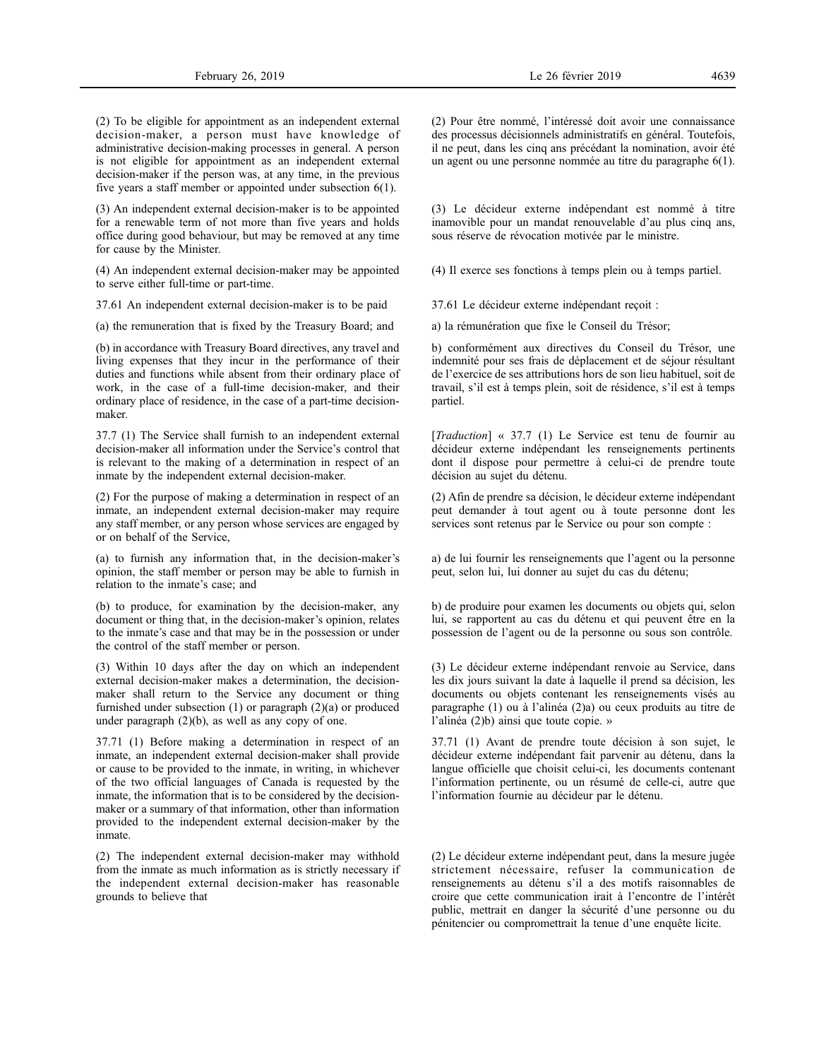(2) To be eligible for appointment as an independent external decision-maker, a person must have knowledge of administrative decision-making processes in general. A person is not eligible for appointment as an independent external decision-maker if the person was, at any time, in the previous five years a staff member or appointed under subsection 6(1).

(3) An independent external decision-maker is to be appointed for a renewable term of not more than five years and holds office during good behaviour, but may be removed at any time for cause by the Minister.

(4) An independent external decision-maker may be appointed to serve either full-time or part-time.

37.61 An independent external decision-maker is to be paid

(a) the remuneration that is fixed by the Treasury Board; and

(b) in accordance with Treasury Board directives, any travel and living expenses that they incur in the performance of their duties and functions while absent from their ordinary place of work, in the case of a full-time decision-maker, and their ordinary place of residence, in the case of a part-time decision-maker.

37.7 (1) The Service shall furnish to an independent external decision-maker all information under the Service's control that is relevant to the making of a determination in respect of an inmate by the independent external decision-maker.

(2) For the purpose of making a determination in respect of an inmate, an independent external decision-maker may require any staff member, or any person whose services are engaged by or on behalf of the Service,

(a) to furnish any information that, in the decision-maker's opinion, the staff member or person may be able to furnish in relation to the inmate's case; and

(b) to produce, for examination by the decision-maker, any document or thing that, in the decision-maker's opinion, relates to the inmate's case and that may be in the possession or under the control of the staff member or person.

(3) Within 10 days after the day on which an independent external decision-maker makes a determination, the decision-maker shall return to the Service any document or thing furnished under subsection (1) or paragraph (2)(a) or produced under paragraph (2)(b), as well as any copy of one.

37.71 (1) Before making a determination in respect of an inmate, an independent external decision-maker shall provide or cause to be provided to the inmate, in writing, in whichever of the two official languages of Canada is requested by the inmate, the information that is to be considered by the decision-maker or a summary of that information, other than information provided to the independent external decision-maker by the inmate.

(2) The independent external decision-maker may withhold from the inmate as much information as is strictly necessary if the independent external decision-maker has reasonable grounds to believe that

(2) Pour être nommé, l'intéressé doit avoir une connaissance des processus décisionnels administratifs en général. Toutefois, il ne peut, dans les cinq ans précédant la nomination, avoir été un agent ou une personne nommée au titre du paragraphe 6(1).

(3) Le décideur externe indépendant est nommé à titre inamovible pour un mandat renouvelable d'au plus cinq ans, sous réserve de révocation motivée par le ministre.

(4) Il exerce ses fonctions à temps plein ou à temps partiel.

37.61 Le décideur externe indépendant reçoit :

a) la rémunération que fixe le Conseil du Trésor;

b) conformément aux directives du Conseil du Trésor, une indemnité pour ses frais de déplacement et de séjour résultant de l'exercice de ses attributions hors de son lieu habituel, soit de travail, s'il est à temps plein, soit de résidence, s'il est à temps partiel.

[*Traduction*] « 37.7 (1) Le Service est tenu de fournir au décideur externe indépendant les renseignements pertinents dont il dispose pour permettre à celui-ci de prendre toute décision au sujet du détenu.

(2) Afin de prendre sa décision, le décideur externe indépendant peut demander à tout agent ou à toute personne dont les services sont retenus par le Service ou pour son compte :

a) de lui fournir les renseignements que l'agent ou la personne peut, selon lui, lui donner au sujet du cas du détenu;

b) de produire pour examen les documents ou objets qui, selon lui, se rapportent au cas du détenu et qui peuvent être en la possession de l'agent ou de la personne ou sous son contrôle.

(3) Le décideur externe indépendant renvoie au Service, dans les dix jours suivant la date à laquelle il prend sa décision, les documents ou objets contenant les renseignements visés au paragraphe (1) ou à l'alinéa (2)a) ou ceux produits au titre de l'alinéa (2)b) ainsi que toute copie. »

37.71 (1) Avant de prendre toute décision à son sujet, le décideur externe indépendant fait parvenir au détenu, dans la langue officielle que choisit celui-ci, les documents contenant l'information pertinente, ou un résumé de celle-ci, autre que l'information fournie au décideur par le détenu.

(2) Le décideur externe indépendant peut, dans la mesure jugée strictement nécessaire, refuser la communication de renseignements au détenu s'il a des motifs raisonnables de croire que cette communication irait à l'encontre de l'intérêt public, mettrait en danger la sécurité d'une personne ou du pénitencier ou compromettrait la tenue d'une enquête licite.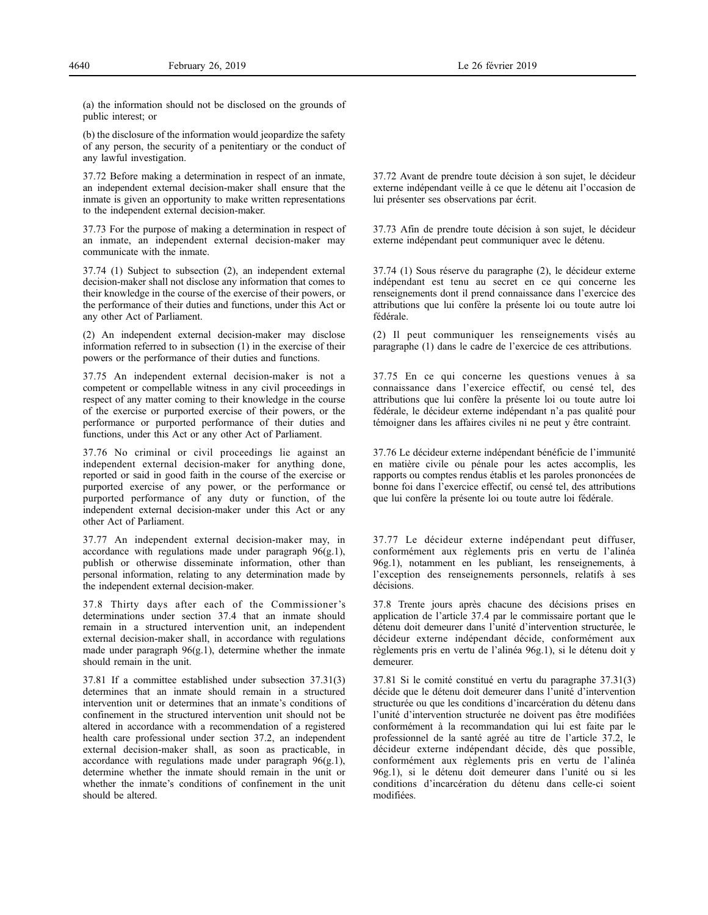(a) the information should not be disclosed on the grounds of public interest; or

(b) the disclosure of the information would jeopardize the safety of any person, the security of a penitentiary or the conduct of any lawful investigation.

37.72 Before making a determination in respect of an inmate, an independent external decision-maker shall ensure that the inmate is given an opportunity to make written representations to the independent external decision-maker.

37.73 For the purpose of making a determination in respect of an inmate, an independent external decision-maker may communicate with the inmate.

37.74 (1) Subject to subsection (2), an independent external decision-maker shall not disclose any information that comes to their knowledge in the course of the exercise of their powers, or the performance of their duties and functions, under this Act or any other Act of Parliament.

(2) An independent external decision-maker may disclose information referred to in subsection (1) in the exercise of their powers or the performance of their duties and functions.

37.75 An independent external decision-maker is not a competent or compellable witness in any civil proceedings in respect of any matter coming to their knowledge in the course of the exercise or purported exercise of their powers, or the performance or purported performance of their duties and functions, under this Act or any other Act of Parliament.

37.76 No criminal or civil proceedings lie against an independent external decision-maker for anything done, reported or said in good faith in the course of the exercise or purported exercise of any power, or the performance or purported performance of any duty or function, of the independent external decision-maker under this Act or any other Act of Parliament.

37.77 An independent external decision-maker may, in accordance with regulations made under paragraph 96(g.1), publish or otherwise disseminate information, other than personal information, relating to any determination made by the independent external decision-maker.

37.8 Thirty days after each of the Commissioner's determinations under section 37.4 that an inmate should remain in a structured intervention unit, an independent external decision-maker shall, in accordance with regulations made under paragraph 96(g.1), determine whether the inmate should remain in the unit.

37.81 If a committee established under subsection 37.31(3) determines that an inmate should remain in a structured intervention unit or determines that an inmate's conditions of confinement in the structured intervention unit should not be altered in accordance with a recommendation of a registered health care professional under section 37.2, an independent external decision-maker shall, as soon as practicable, in accordance with regulations made under paragraph 96(g.1), determine whether the inmate should remain in the unit or whether the inmate's conditions of confinement in the unit should be altered.

37.72 Avant de prendre toute décision à son sujet, le décideur externe indépendant veille à ce que le détenu ait l'occasion de lui présenter ses observations par écrit.

37.73 Afin de prendre toute décision à son sujet, le décideur externe indépendant peut communiquer avec le détenu.

37.74 (1) Sous réserve du paragraphe (2), le décideur externe indépendant est tenu au secret en ce qui concerne les renseignements dont il prend connaissance dans l'exercice des attributions que lui confère la présente loi ou toute autre loi fédérale.

(2) Il peut communiquer les renseignements visés au paragraphe (1) dans le cadre de l'exercice de ces attributions.

37.75 En ce qui concerne les questions venues à sa connaissance dans l'exercice effectif, ou censé tel, des attributions que lui confère la présente loi ou toute autre loi fédérale, le décideur externe indépendant n'a pas qualité pour témoigner dans les affaires civiles ni ne peut y être contraint.

37.76 Le décideur externe indépendant bénéficie de l'immunité en matière civile ou pénale pour les actes accomplis, les rapports ou comptes rendus établis et les paroles prononcées de bonne foi dans l'exercice effectif, ou censé tel, des attributions que lui confère la présente loi ou toute autre loi fédérale.

37.77 Le décideur externe indépendant peut diffuser, conformément aux règlements pris en vertu de l'alinéa 96g.1), notamment en les publiant, les renseignements, à l'exception des renseignements personnels, relatifs à ses décisions.

37.8 Trente jours après chacune des décisions prises en application de l'article 37.4 par le commissaire portant que le détenu doit demeurer dans l'unité d'intervention structurée, le décideur externe indépendant décide, conformément aux règlements pris en vertu de l'alinéa 96g.1), si le détenu doit y demeurer.

37.81 Si le comité constitué en vertu du paragraphe 37.31(3) décide que le détenu doit demeurer dans l'unité d'intervention structurée ou que les conditions d'incarcération du détenu dans l'unité d'intervention structurée ne doivent pas être modifiées conformément à la recommandation qui lui est faite par le professionnel de la santé agréé au titre de l'article 37.2, le décideur externe indépendant décide, dès que possible, conformément aux règlements pris en vertu de l'alinéa 96g.1), si le détenu doit demeurer dans l'unité ou si les conditions d'incarcération du détenu dans celle-ci soient modifiées.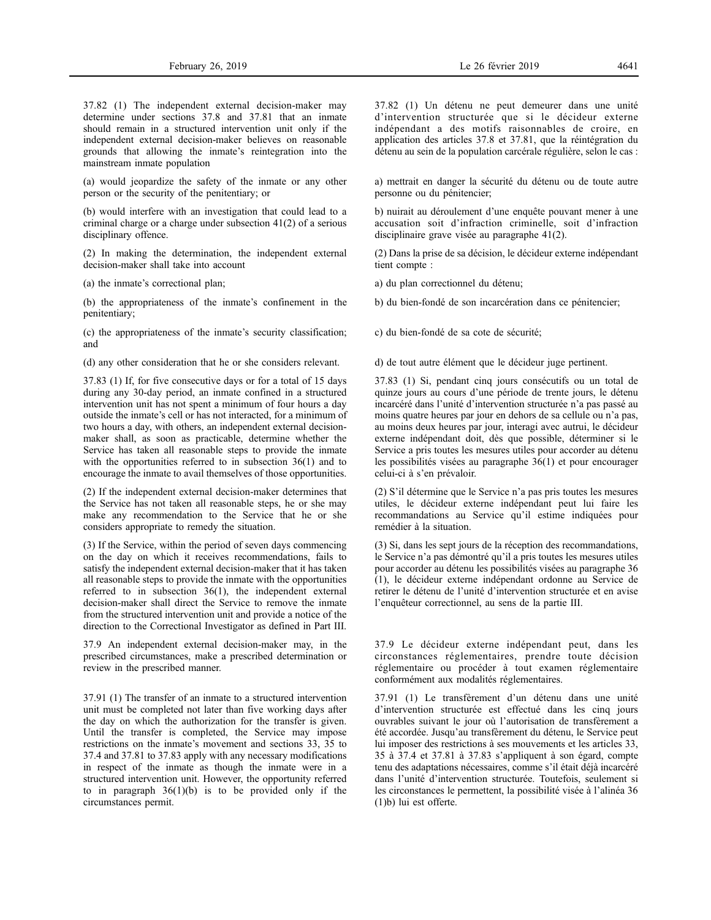37.82 (1) The independent external decision-maker may determine under sections 37.8 and 37.81 that an inmate should remain in a structured intervention unit only if the independent external decision-maker believes on reasonable grounds that allowing the inmate's reintegration into the mainstream inmate population

(a) would jeopardize the safety of the inmate or any other person or the security of the penitentiary; or

(b) would interfere with an investigation that could lead to a criminal charge or a charge under subsection 41(2) of a serious disciplinary offence.

(2) In making the determination, the independent external decision-maker shall take into account

(a) the inmate's correctional plan;

(b) the appropriateness of the inmate's confinement in the penitentiary;

(c) the appropriateness of the inmate's security classification; and

(d) any other consideration that he or she considers relevant.

37.83 (1) If, for five consecutive days or for a total of 15 days during any 30-day period, an inmate confined in a structured intervention unit has not spent a minimum of four hours a day outside the inmate's cell or has not interacted, for a minimum of two hours a day, with others, an independent external decision-maker shall, as soon as practicable, determine whether the Service has taken all reasonable steps to provide the inmate with the opportunities referred to in subsection 36(1) and to encourage the inmate to avail themselves of those opportunities.

(2) If the independent external decision-maker determines that the Service has not taken all reasonable steps, he or she may make any recommendation to the Service that he or she considers appropriate to remedy the situation.

(3) If the Service, within the period of seven days commencing on the day on which it receives recommendations, fails to satisfy the independent external decision-maker that it has taken all reasonable steps to provide the inmate with the opportunities referred to in subsection 36(1), the independent external decision-maker shall direct the Service to remove the inmate from the structured intervention unit and provide a notice of the direction to the Correctional Investigator as defined in Part III.

37.9 An independent external decision-maker may, in the prescribed circumstances, make a prescribed determination or review in the prescribed manner.

37.91 (1) The transfer of an inmate to a structured intervention unit must be completed not later than five working days after the day on which the authorization for the transfer is given. Until the transfer is completed, the Service may impose restrictions on the inmate's movement and sections 33, 35 to 37.4 and 37.81 to 37.83 apply with any necessary modifications in respect of the inmate as though the inmate were in a structured intervention unit. However, the opportunity referred to in paragraph 36(1)(b) is to be provided only if the circumstances permit.

37.82 (1) Un détenu ne peut demeurer dans une unité d'intervention structurée que si le décideur externe indépendant a des motifs raisonnables de croire, en application des articles 37.8 et 37.81, que la réintégration du détenu au sein de la population carcérale régulière, selon le cas :

a) mettrait en danger la sécurité du détenu ou de toute autre personne ou du pénitencier;

b) nuirait au déroulement d'une enquête pouvant mener à une accusation soit d'infraction criminelle, soit d'infraction disciplinaire grave visée au paragraphe 41(2).

(2) Dans la prise de sa décision, le décideur externe indépendant tient compte :

a) du plan correctionnel du détenu;

b) du bien-fondé de son incarcération dans ce pénitencier;

c) du bien-fondé de sa cote de sécurité;

d) de tout autre élément que le décideur juge pertinent.

37.83 (1) Si, pendant cinq jours consécutifs ou un total de quinze jours au cours d'une période de trente jours, le détenu incarcéré dans l'unité d'intervention structurée n'a pas passé au moins quatre heures par jour en dehors de sa cellule ou n'a pas, au moins deux heures par jour, interagi avec autrui, le décideur externe indépendant doit, dès que possible, déterminer si le Service a pris toutes les mesures utiles pour accorder au détenu les possibilités visées au paragraphe 36(1) et pour encourager celui-ci à s'en prévaloir.

(2) S'il détermine que le Service n'a pas pris toutes les mesures utiles, le décideur externe indépendant peut lui faire les recommandations au Service qu'il estime indiquées pour remédier à la situation.

(3) Si, dans les sept jours de la réception des recommandations, le Service n'a pas démontré qu'il a pris toutes les mesures utiles pour accorder au détenu les possibilités visées au paragraphe 36 (1), le décideur externe indépendant ordonne au Service de retirer le détenu de l'unité d'intervention structurée et en avise l'enquêteur correctionnel, au sens de la partie III.

37.9 Le décideur externe indépendant peut, dans les circonstances réglementaires, prendre toute décision réglementaire ou procéder à tout examen réglementaire conformément aux modalités réglementaires.

37.91 (1) Le transfèrement d'un détenu dans une unité d'intervention structurée est effectué dans les cinq jours ouvrables suivant le jour où l'autorisation de transfèrement a été accordée. Jusqu'au transfèrement du détenu, le Service peut lui imposer des restrictions à ses mouvements et les articles 33, 35 à 37.4 et 37.81 à 37.83 s'appliquent à son égard, compte tenu des adaptations nécessaires, comme s'il était déjà incarcéré dans l'unité d'intervention structurée. Toutefois, seulement si les circonstances le permettent, la possibilité visée à l'alinéa 36 (1)b) lui est offerte.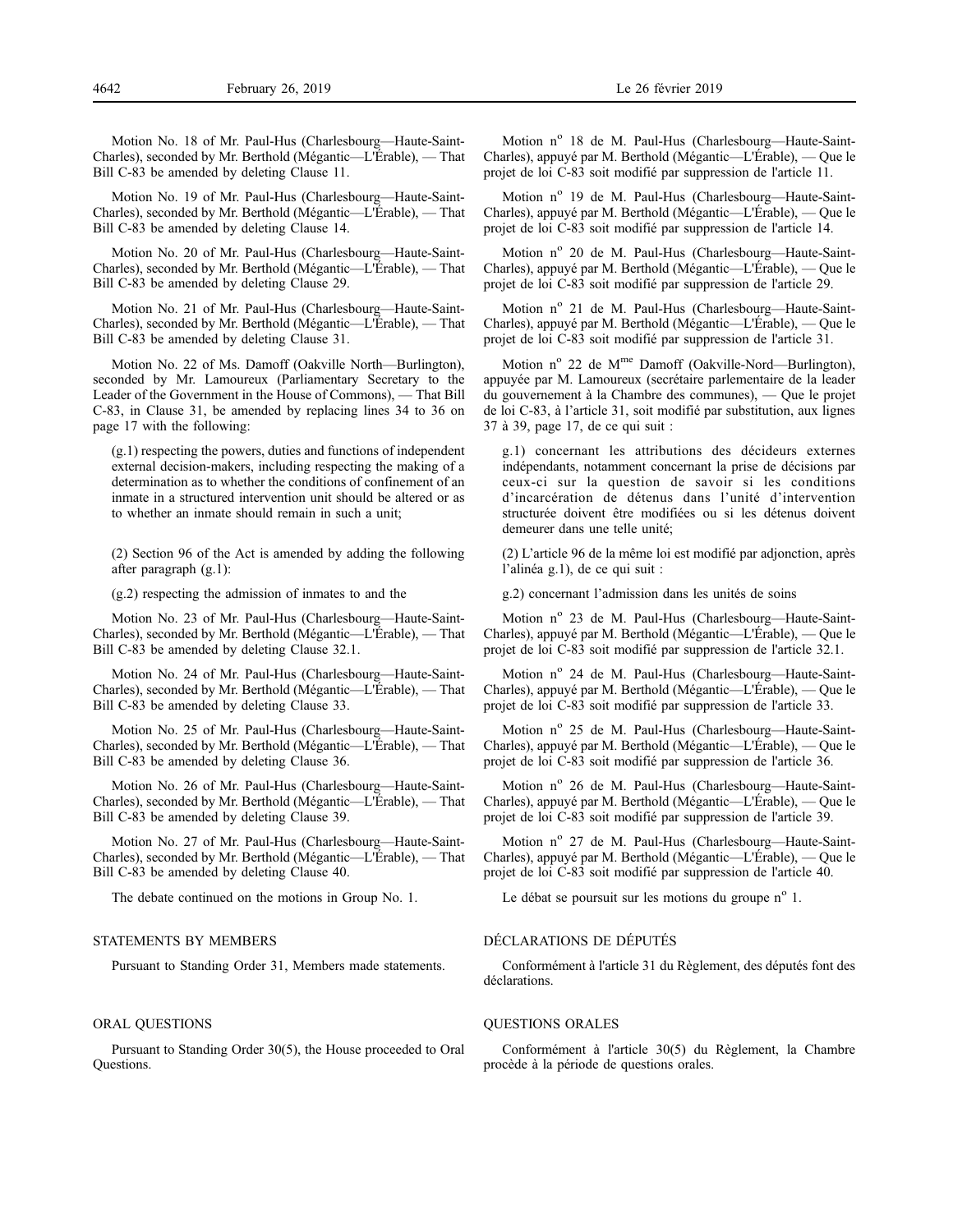Motion No. 18 of Mr. Paul-Hus (Charlesbourg—Haute-Saint-Charles), seconded by Mr. Berthold (Mégantic—L'Érable), — That Bill C-83 be amended by deleting Clause 11.

Motion No. 19 of Mr. Paul-Hus (Charlesbourg—Haute-Saint-Charles), seconded by Mr. Berthold (Mégantic—L'Érable), — That Bill C-83 be amended by deleting Clause 14.

Motion No. 20 of Mr. Paul-Hus (Charlesbourg—Haute-Saint-Charles), seconded by Mr. Berthold (Mégantic—L'Érable), — That Bill C-83 be amended by deleting Clause 29.

Motion No. 21 of Mr. Paul-Hus (Charlesbourg—Haute-Saint-Charles), seconded by Mr. Berthold (Mégantic—L'Érable), — That Bill C-83 be amended by deleting Clause 31.

Motion No. 22 of Ms. Damoff (Oakville North—Burlington), seconded by Mr. Lamoureux (Parliamentary Secretary to the Leader of the Government in the House of Commons), — That Bill C-83, in Clause 31, be amended by replacing lines 34 to 36 on page 17 with the following:

> (g.1) respecting the powers, duties and functions of independent external decision-makers, including respecting the making of a determination as to whether the conditions of confinement of an inmate in a structured intervention unit should be altered or as to whether an inmate should remain in such a unit;
>
> (2) Section 96 of the Act is amended by adding the following after paragraph (g.1):
>
> (g.2) respecting the admission of inmates to and the

Motion No. 23 of Mr. Paul-Hus (Charlesbourg—Haute-Saint-Charles), seconded by Mr. Berthold (Mégantic—L'Érable), — That Bill C-83 be amended by deleting Clause 32.1.

Motion No. 24 of Mr. Paul-Hus (Charlesbourg—Haute-Saint-Charles), seconded by Mr. Berthold (Mégantic—L'Érable), — That Bill C-83 be amended by deleting Clause 33.

Motion No. 25 of Mr. Paul-Hus (Charlesbourg—Haute-Saint-Charles), seconded by Mr. Berthold (Mégantic—L'Érable), — That Bill C-83 be amended by deleting Clause 36.

Motion No. 26 of Mr. Paul-Hus (Charlesbourg—Haute-Saint-Charles), seconded by Mr. Berthold (Mégantic—L'Érable), — That Bill C-83 be amended by deleting Clause 39.

Motion No. 27 of Mr. Paul-Hus (Charlesbourg—Haute-Saint-Charles), seconded by Mr. Berthold (Mégantic—L'Érable), — That Bill C-83 be amended by deleting Clause 40.

The debate continued on the motions in Group No. 1.

## STATEMENTS BY MEMBERS

Pursuant to Standing Order 31, Members made statements.

## ORAL QUESTIONS

Pursuant to Standing Order 30(5), the House proceeded to Oral Questions.

Motion n° 18 de M. Paul-Hus (Charlesbourg—Haute-Saint-Charles), appuyé par M. Berthold (Mégantic—L'Érable), — Que le projet de loi C-83 soit modifié par suppression de l'article 11.

Motion n° 19 de M. Paul-Hus (Charlesbourg—Haute-Saint-Charles), appuyé par M. Berthold (Mégantic—L'Érable), — Que le projet de loi C-83 soit modifié par suppression de l'article 14.

Motion n° 20 de M. Paul-Hus (Charlesbourg—Haute-Saint-Charles), appuyé par M. Berthold (Mégantic—L'Érable), — Que le projet de loi C-83 soit modifié par suppression de l'article 29.

Motion n° 21 de M. Paul-Hus (Charlesbourg—Haute-Saint-Charles), appuyé par M. Berthold (Mégantic—L'Érable), — Que le projet de loi C-83 soit modifié par suppression de l'article 31.

Motion n° 22 de M[me] Damoff (Oakville-Nord—Burlington), appuyée par M. Lamoureux (secrétaire parlementaire de la leader du gouvernement à la Chambre des communes), — Que le projet de loi C-83, à l'article 31, soit modifié par substitution, aux lignes 37 à 39, page 17, de ce qui suit :

> g.1) concernant les attributions des décideurs externes indépendants, notamment concernant la prise de décisions par ceux-ci sur la question de savoir si les conditions d'incarcération de détenus dans l'unité d'intervention structurée doivent être modifiées ou si les détenus doivent demeurer dans une telle unité;
>
> (2) L'article 96 de la même loi est modifié par adjonction, après l'alinéa g.1), de ce qui suit :
>
> g.2) concernant l'admission dans les unités de soins

Motion n° 23 de M. Paul-Hus (Charlesbourg—Haute-Saint-Charles), appuyé par M. Berthold (Mégantic—L'Érable), — Que le projet de loi C-83 soit modifié par suppression de l'article 32.1.

Motion n° 24 de M. Paul-Hus (Charlesbourg—Haute-Saint-Charles), appuyé par M. Berthold (Mégantic—L'Érable), — Que le projet de loi C-83 soit modifié par suppression de l'article 33.

Motion n° 25 de M. Paul-Hus (Charlesbourg—Haute-Saint-Charles), appuyé par M. Berthold (Mégantic—L'Érable), — Que le projet de loi C-83 soit modifié par suppression de l'article 36.

Motion n° 26 de M. Paul-Hus (Charlesbourg—Haute-Saint-Charles), appuyé par M. Berthold (Mégantic—L'Érable), — Que le projet de loi C-83 soit modifié par suppression de l'article 39.

Motion n° 27 de M. Paul-Hus (Charlesbourg—Haute-Saint-Charles), appuyé par M. Berthold (Mégantic—L'Érable), — Que le projet de loi C-83 soit modifié par suppression de l'article 40.

Le débat se poursuit sur les motions du groupe n° 1.

## DÉCLARATIONS DE DÉPUTÉS

Conformément à l'article 31 du Règlement, des députés font des déclarations.

## QUESTIONS ORALES

Conformément à l'article 30(5) du Règlement, la Chambre procède à la période de questions orales.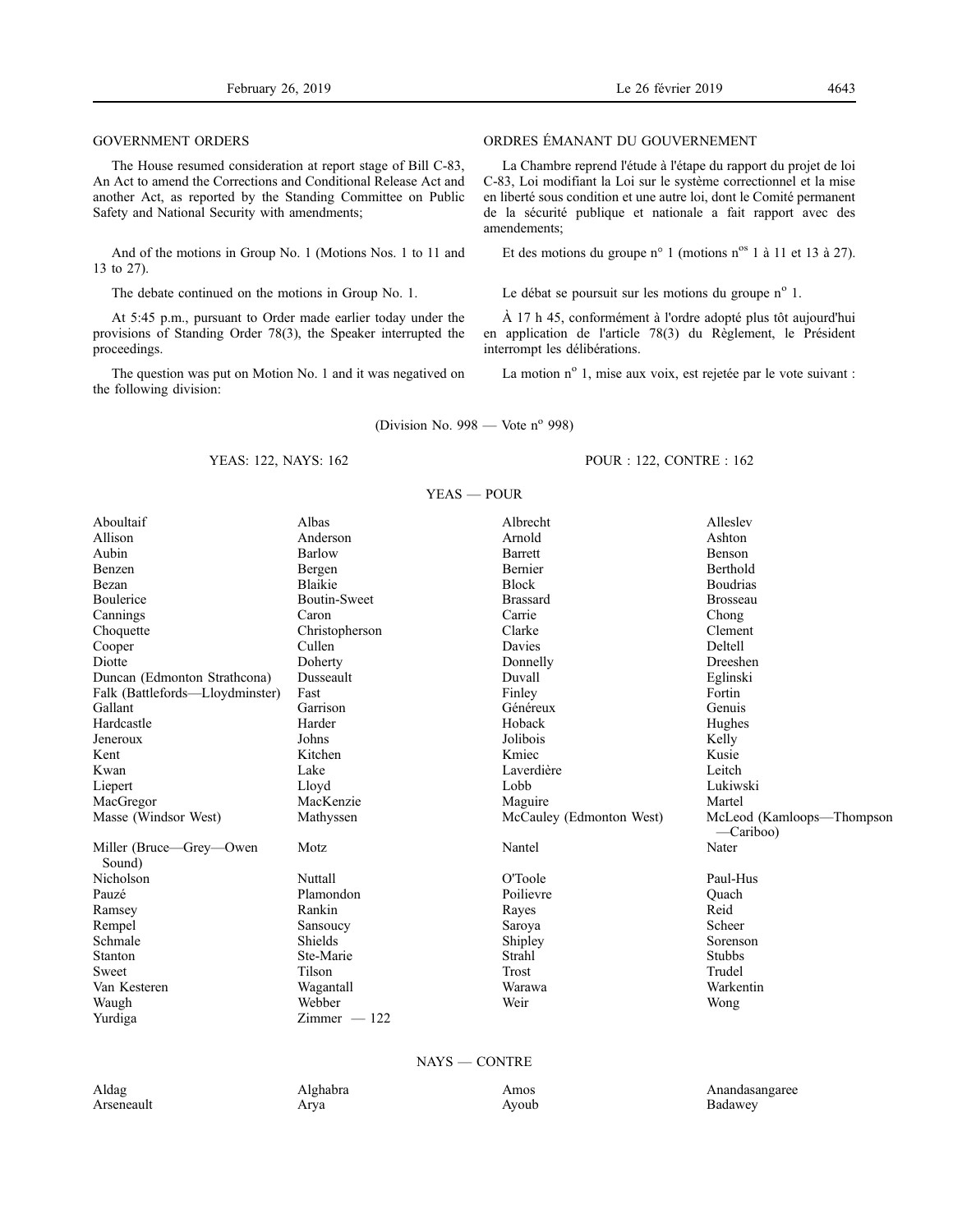## GOVERNMENT ORDERS

The House resumed consideration at report stage of Bill C-83, An Act to amend the Corrections and Conditional Release Act and another Act, as reported by the Standing Committee on Public Safety and National Security with amendments;

And of the motions in Group No. 1 (Motions Nos. 1 to 11 and 13 to 27).

The debate continued on the motions in Group No. 1.

At 5:45 p.m., pursuant to Order made earlier today under the provisions of Standing Order 78(3), the Speaker interrupted the proceedings.

The question was put on Motion No. 1 and it was negatived on the following division:

## ORDRES ÉMANANT DU GOUVERNEMENT

La Chambre reprend l'étude à l'étape du rapport du projet de loi C-83, Loi modifiant la Loi sur le système correctionnel et la mise en liberté sous condition et une autre loi, dont le Comité permanent de la sécurité publique et nationale a fait rapport avec des amendements;

Et des motions du groupe n° 1 (motions n[os] 1 à 11 et 13 à 27).

Le débat se poursuit sur les motions du groupe n[o] 1.

À 17 h 45, conformément à l'ordre adopté plus tôt aujourd'hui en application de l'article 78(3) du Règlement, le Président interrompt les délibérations.

La motion n[o] 1, mise aux voix, est rejetée par le vote suivant :

(Division No. 998 — Vote n[o] 998)

YEAS: 122, NAYS: 162 — POUR : 122, CONTRE : 162

### YEAS — POUR

| | | | |
|---|---|---|---|
| Aboultaif | Albas | Albrecht | Alleslev |
| Allison | Anderson | Arnold | Ashton |
| Aubin | Barlow | Barrett | Benson |
| Benzen | Bergen | Bernier | Berthold |
| Bezan | Blaikie | Block | Boudrias |
| Boulerice | Boutin-Sweet | Brassard | Brosseau |
| Cannings | Caron | Carrie | Chong |
| Choquette | Christopherson | Clarke | Clement |
| Cooper | Cullen | Davies | Deltell |
| Diotte | Doherty | Donnelly | Dreeshen |
| Duncan (Edmonton Strathcona) | Dusseault | Duvall | Eglinski |
| Falk (Battlefords—Lloydminster) | Fast | Finley | Fortin |
| Gallant | Garrison | Généreux | Genuis |
| Hardcastle | Harder | Hoback | Hughes |
| Jeneroux | Johns | Jolibois | Kelly |
| Kent | Kitchen | Kmiec | Kusie |
| Kwan | Lake | Laverdière | Leitch |
| Liepert | Lloyd | Lobb | Lukiwski |
| MacGregor | MacKenzie | Maguire | Martel |
| Masse (Windsor West) | Mathyssen | McCauley (Edmonton West) | McLeod (Kamloops—Thompson—Cariboo) |
| Miller (Bruce—Grey—Owen Sound) | Motz | Nantel | Nater |
| Nicholson | Nuttall | O'Toole | Paul-Hus |
| Pauzé | Plamondon | Poilievre | Quach |
| Ramsey | Rankin | Rayes | Reid |
| Rempel | Sansoucy | Saroya | Scheer |
| Schmale | Shields | Shipley | Sorenson |
| Stanton | Ste-Marie | Strahl | Stubbs |
| Sweet | Tilson | Trost | Trudel |
| Van Kesteren | Wagantall | Warawa | Warkentin |
| Waugh | Webber | Weir | Wong |
| Yurdiga | Zimmer — 122 | | |

### NAYS — CONTRE

| | | | |
|---|---|---|---|
| Aldag | Alghabra | Amos | Anandasangaree |
| Arseneault | Arya | Ayoub | Badawey |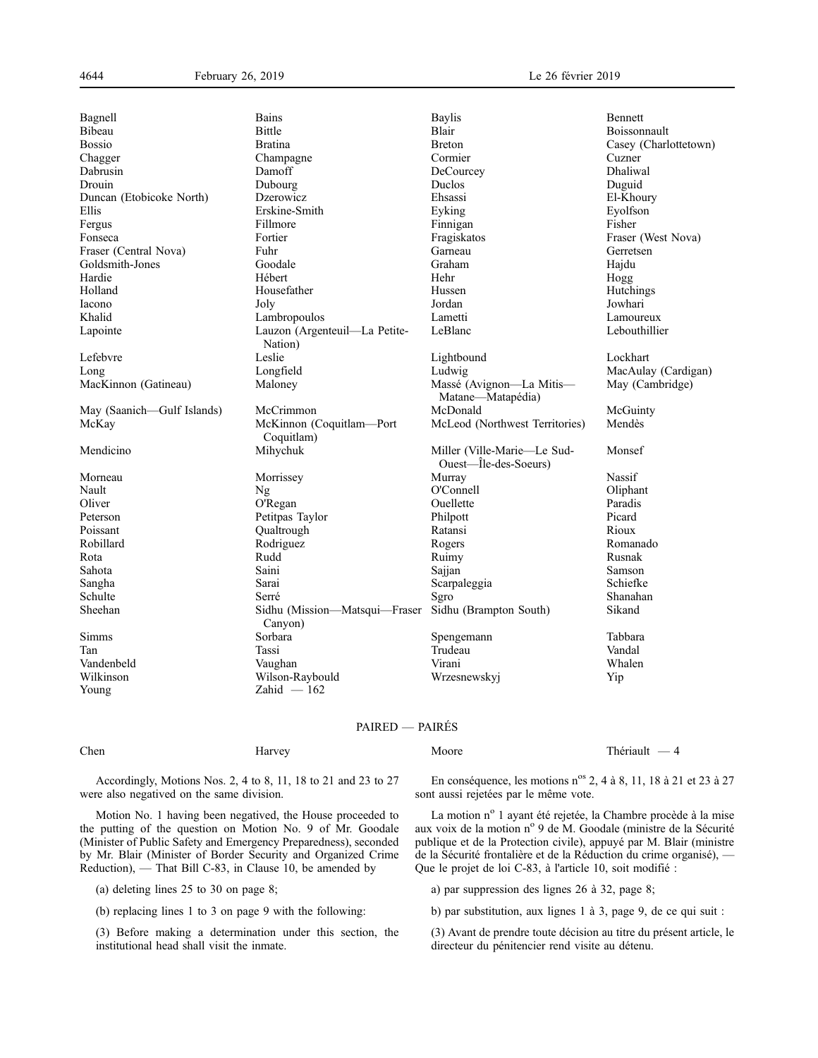| | | | |
|---|---|---|---|
| Bagnell | Bains | Baylis | Bennett |
| Bibeau | Bittle | Blair | Boissonnault |
| Bossio | Bratina | Breton | Casey (Charlottetown) |
| Chagger | Champagne | Cormier | Cuzner |
| Dabrusin | Damoff | DeCourcey | Dhaliwal |
| Drouin | Dubourg | Duclos | Duguid |
| Duncan (Etobicoke North) | Dzerowicz | Ehsassi | El-Khoury |
| Ellis | Erskine-Smith | Eyking | Eyolfson |
| Fergus | Fillmore | Finnigan | Fisher |
| Fonseca | Fortier | Fragiskatos | Fraser (West Nova) |
| Fraser (Central Nova) | Fuhr | Garneau | Gerretsen |
| Goldsmith-Jones | Goodale | Graham | Hajdu |
| Hardie | Hébert | Hehr | Hogg |
| Holland | Housefather | Hussen | Hutchings |
| Iacono | Joly | Jordan | Jowhari |
| Khalid | Lambropoulos | Lametti | Lamoureux |
| Lapointe | Lauzon (Argenteuil—La Petite-Nation) | LeBlanc | Lebouthillier |
| Lefebvre | Leslie | Lightbound | Lockhart |
| Long | Longfield | Ludwig | MacAulay (Cardigan) |
| MacKinnon (Gatineau) | Maloney | Massé (Avignon—La Mitis—Matane—Matapédia) | May (Cambridge) |
| May (Saanich—Gulf Islands) | McCrimmon | McDonald | McGuinty |
| McKay | McKinnon (Coquitlam—Port Coquitlam) | McLeod (Northwest Territories) | Mendès |
| Mendicino | Mihychuk | Miller (Ville-Marie—Le Sud-Ouest—Île-des-Soeurs) | Monsef |
| Morneau | Morrissey | Murray | Nassif |
| Nault | Ng | O'Connell | Oliphant |
| Oliver | O'Regan | Ouellette | Paradis |
| Peterson | Petitpas Taylor | Philpott | Picard |
| Poissant | Qualtrough | Ratansi | Rioux |
| Robillard | Rodriguez | Rogers | Romanado |
| Rota | Rudd | Ruimy | Rusnak |
| Sahota | Saini | Sajjan | Samson |
| Sangha | Sarai | Scarpaleggia | Schiefke |
| Schulte | Serré | Sgro | Shanahan |
| Sheehan | Sidhu (Mission—Matsqui—Fraser Canyon) | Sidhu (Brampton South) | Sikand |
| Simms | Sorbara | Spengemann | Tabbara |
| Tan | Tassi | Trudeau | Vandal |
| Vandenbeld | Vaughan | Virani | Whalen |
| Wilkinson | Wilson-Raybould | Wrzesnewskyj | Yip |
| Young | Zahid — 162 | | |

PAIRED — PAIRÉS

| | | | |
|---|---|---|---|
| Chen | Harvey | Moore | Thériault — 4 |

Accordingly, Motions Nos. 2, 4 to 8, 11, 18 to 21 and 23 to 27 were also negatived on the same division.

Motion No. 1 having been negatived, the House proceeded to the putting of the question on Motion No. 9 of Mr. Goodale (Minister of Public Safety and Emergency Preparedness), seconded by Mr. Blair (Minister of Border Security and Organized Crime Reduction), — That Bill C-83, in Clause 10, be amended by

(a) deleting lines 25 to 30 on page 8;

(b) replacing lines 1 to 3 on page 9 with the following:

(3) Before making a determination under this section, the institutional head shall visit the inmate.

En conséquence, les motions n^os 2, 4 à 8, 11, 18 à 21 et 23 à 27 sont aussi rejetées par le même vote.

La motion n^o 1 ayant été rejetée, la Chambre procède à la mise aux voix de la motion n^o 9 de M. Goodale (ministre de la Sécurité publique et de la Protection civile), appuyé par M. Blair (ministre de la Sécurité frontalière et de la Réduction du crime organisé), — Que le projet de loi C-83, à l'article 10, soit modifié :

a) par suppression des lignes 26 à 32, page 8;

b) par substitution, aux lignes 1 à 3, page 9, de ce qui suit :

(3) Avant de prendre toute décision au titre du présent article, le directeur du pénitencier rend visite au détenu.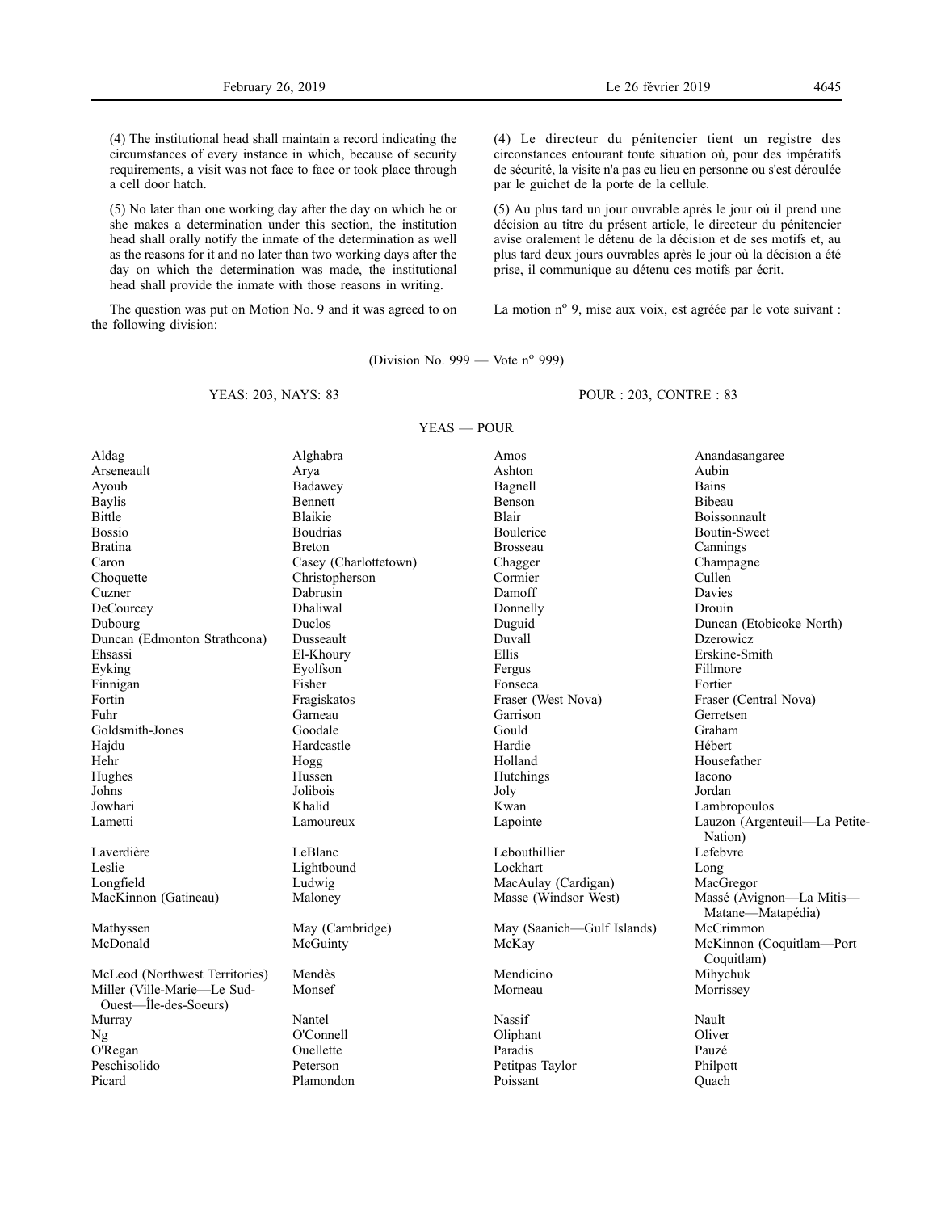(4) The institutional head shall maintain a record indicating the circumstances of every instance in which, because of security requirements, a visit was not face to face or took place through a cell door hatch.

(5) No later than one working day after the day on which he or she makes a determination under this section, the institution head shall orally notify the inmate of the determination as well as the reasons for it and no later than two working days after the day on which the determination was made, the institutional head shall provide the inmate with those reasons in writing.

(4) Le directeur du pénitencier tient un registre des circonstances entourant toute situation où, pour des impératifs de sécurité, la visite n'a pas eu lieu en personne ou s'est déroulée par le guichet de la porte de la cellule.

(5) Au plus tard un jour ouvrable après le jour où il prend une décision au titre du présent article, le directeur du pénitencier avise oralement le détenu de la décision et de ses motifs et, au plus tard deux jours ouvrables après le jour où la décision a été prise, il communique au détenu ces motifs par écrit.

The question was put on Motion No. 9 and it was agreed to on the following division:

La motion n° 9, mise aux voix, est agréée par le vote suivant :

(Division No. 999 — Vote n° 999)

YEAS: 203, NAYS: 83

POUR : 203, CONTRE : 83

YEAS — POUR

| | | | |
|---|---|---|---|
| Aldag | Alghabra | Amos | Anandasangaree |
| Arseneault | Arya | Ashton | Aubin |
| Ayoub | Badawey | Bagnell | Bains |
| Baylis | Bennett | Benson | Bibeau |
| Bittle | Blaikie | Blair | Boissonnault |
| Bossio | Boudrias | Boulerice | Boutin-Sweet |
| Bratina | Breton | Brosseau | Cannings |
| Caron | Casey (Charlottetown) | Chagger | Champagne |
| Choquette | Christopherson | Cormier | Cullen |
| Cuzner | Dabrusin | Damoff | Davies |
| DeCourcey | Dhaliwal | Donnelly | Drouin |
| Dubourg | Duclos | Duguid | Duncan (Etobicoke North) |
| Duncan (Edmonton Strathcona) | Dusseault | Duvall | Dzerowicz |
| Ehsassi | El-Khoury | Ellis | Erskine-Smith |
| Eyking | Eyolfson | Fergus | Fillmore |
| Finnigan | Fisher | Fonseca | Fortier |
| Fortin | Fragiskatos | Fraser (West Nova) | Fraser (Central Nova) |
| Fuhr | Garneau | Garrison | Gerretsen |
| Goldsmith-Jones | Goodale | Gould | Graham |
| Hajdu | Hardcastle | Hardie | Hébert |
| Hehr | Hogg | Holland | Housefather |
| Hughes | Hussen | Hutchings | Iacono |
| Johns | Jolibois | Joly | Jordan |
| Jowhari | Khalid | Kwan | Lambropoulos |
| Lametti | Lamoureux | Lapointe | Lauzon (Argenteuil—La Petite-Nation) |
| Laverdière | LeBlanc | Lebouthillier | Lefebvre |
| Leslie | Lightbound | Lockhart | Long |
| Longfield | Ludwig | MacAulay (Cardigan) | MacGregor |
| MacKinnon (Gatineau) | Maloney | Masse (Windsor West) | Massé (Avignon—La Mitis—Matane—Matapédia) |
| Mathyssen | May (Cambridge) | May (Saanich—Gulf Islands) | McCrimmon |
| McDonald | McGuinty | McKay | McKinnon (Coquitlam—Port Coquitlam) |
| McLeod (Northwest Territories) | Mendès | Mendicino | Mihychuk |
| Miller (Ville-Marie—Le Sud-Ouest—Île-des-Soeurs) | Monsef | Morneau | Morrissey |
| Murray | Nantel | Nassif | Nault |
| Ng | O'Connell | Oliphant | Oliver |
| O'Regan | Ouellette | Paradis | Pauzé |
| Peschisolido | Peterson | Petitpas Taylor | Philpott |
| Picard | Plamondon | Poissant | Quach |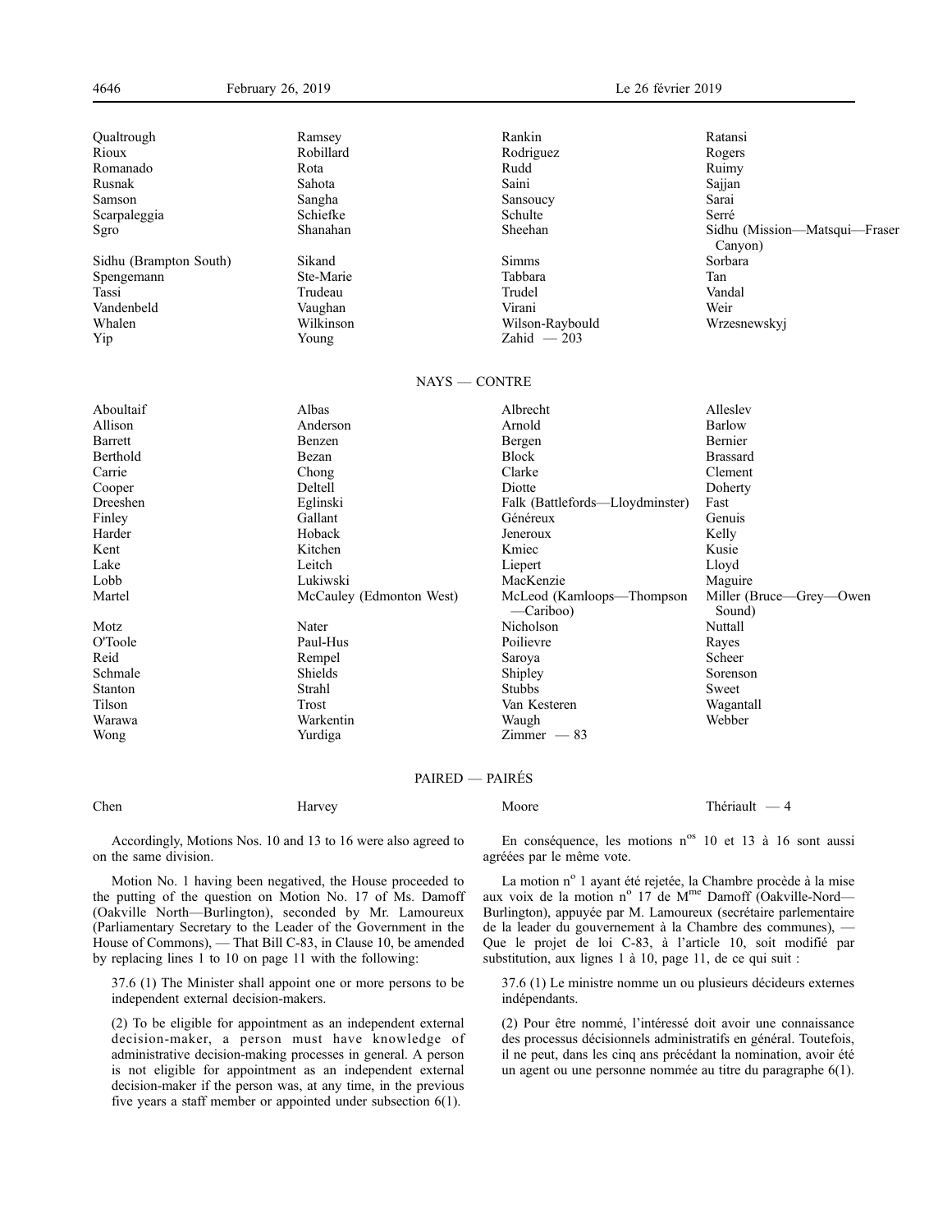| | | | |
|---|---|---|---|
| Qualtrough | Ramsey | Rankin | Ratansi |
| Rioux | Robillard | Rodriguez | Rogers |
| Romanado | Rota | Rudd | Ruimy |
| Rusnak | Sahota | Saini | Sajjan |
| Samson | Sangha | Sansoucy | Sarai |
| Scarpaleggia | Schiefke | Schulte | Serré |
| Sgro | Shanahan | Sheehan | Sidhu (Mission—Matsqui—Fraser Canyon) |
| Sidhu (Brampton South) | Sikand | Simms | Sorbara |
| Spengemann | Ste-Marie | Tabbara | Tan |
| Tassi | Trudeau | Trudel | Vandal |
| Vandenbeld | Vaughan | Virani | Weir |
| Whalen | Wilkinson | Wilson-Raybould | Wrzesnewskyj |
| Yip | Young | Zahid — 203 | |

NAYS — CONTRE

| | | | |
|---|---|---|---|
| Aboultaif | Albas | Albrecht | Alleslev |
| Allison | Anderson | Arnold | Barlow |
| Barrett | Benzen | Bergen | Bernier |
| Berthold | Bezan | Block | Brassard |
| Carrie | Chong | Clarke | Clement |
| Cooper | Deltell | Diotte | Doherty |
| Dreeshen | Eglinski | Falk (Battlefords—Lloydminster) | Fast |
| Finley | Gallant | Généreux | Genuis |
| Harder | Hoback | Jeneroux | Kelly |
| Kent | Kitchen | Kmiec | Kusie |
| Lake | Leitch | Liepert | Lloyd |
| Lobb | Lukiwski | MacKenzie | Maguire |
| Martel | McCauley (Edmonton West) | McLeod (Kamloops—Thompson—Cariboo) | Miller (Bruce—Grey—Owen Sound) |
| Motz | Nater | Nicholson | Nuttall |
| O'Toole | Paul-Hus | Poilievre | Rayes |
| Reid | Rempel | Saroya | Scheer |
| Schmale | Shields | Shipley | Sorenson |
| Stanton | Strahl | Stubbs | Sweet |
| Tilson | Trost | Van Kesteren | Wagantall |
| Warawa | Warkentin | Waugh | Webber |
| Wong | Yurdiga | Zimmer — 83 | |

PAIRED — PAIRÉS

| | | | |
|---|---|---|---|
| Chen | Harvey | Moore | Thériault — 4 |

Accordingly, Motions Nos. 10 and 13 to 16 were also agreed to on the same division.

Motion No. 1 having been negatived, the House proceeded to the putting of the question on Motion No. 17 of Ms. Damoff (Oakville North—Burlington), seconded by Mr. Lamoureux (Parliamentary Secretary to the Leader of the Government in the House of Commons), — That Bill C-83, in Clause 10, be amended by replacing lines 1 to 10 on page 11 with the following:

37.6 (1) The Minister shall appoint one or more persons to be independent external decision-makers.

(2) To be eligible for appointment as an independent external decision-maker, a person must have knowledge of administrative decision-making processes in general. A person is not eligible for appointment as an independent external decision-maker if the person was, at any time, in the previous five years a staff member or appointed under subsection 6(1).

En conséquence, les motions n[os] 10 et 13 à 16 sont aussi agréées par le même vote.

La motion n[o] 1 ayant été rejetée, la Chambre procède à la mise aux voix de la motion n[o] 17 de M[me] Damoff (Oakville-Nord—Burlington), appuyée par M. Lamoureux (secrétaire parlementaire de la leader du gouvernement à la Chambre des communes), — Que le projet de loi C-83, à l'article 10, soit modifié par substitution, aux lignes 1 à 10, page 11, de ce qui suit :

37.6 (1) Le ministre nomme un ou plusieurs décideurs externes indépendants.

(2) Pour être nommé, l'intéressé doit avoir une connaissance des processus décisionnels administratifs en général. Toutefois, il ne peut, dans les cinq ans précédant la nomination, avoir été un agent ou une personne nommée au titre du paragraphe 6(1).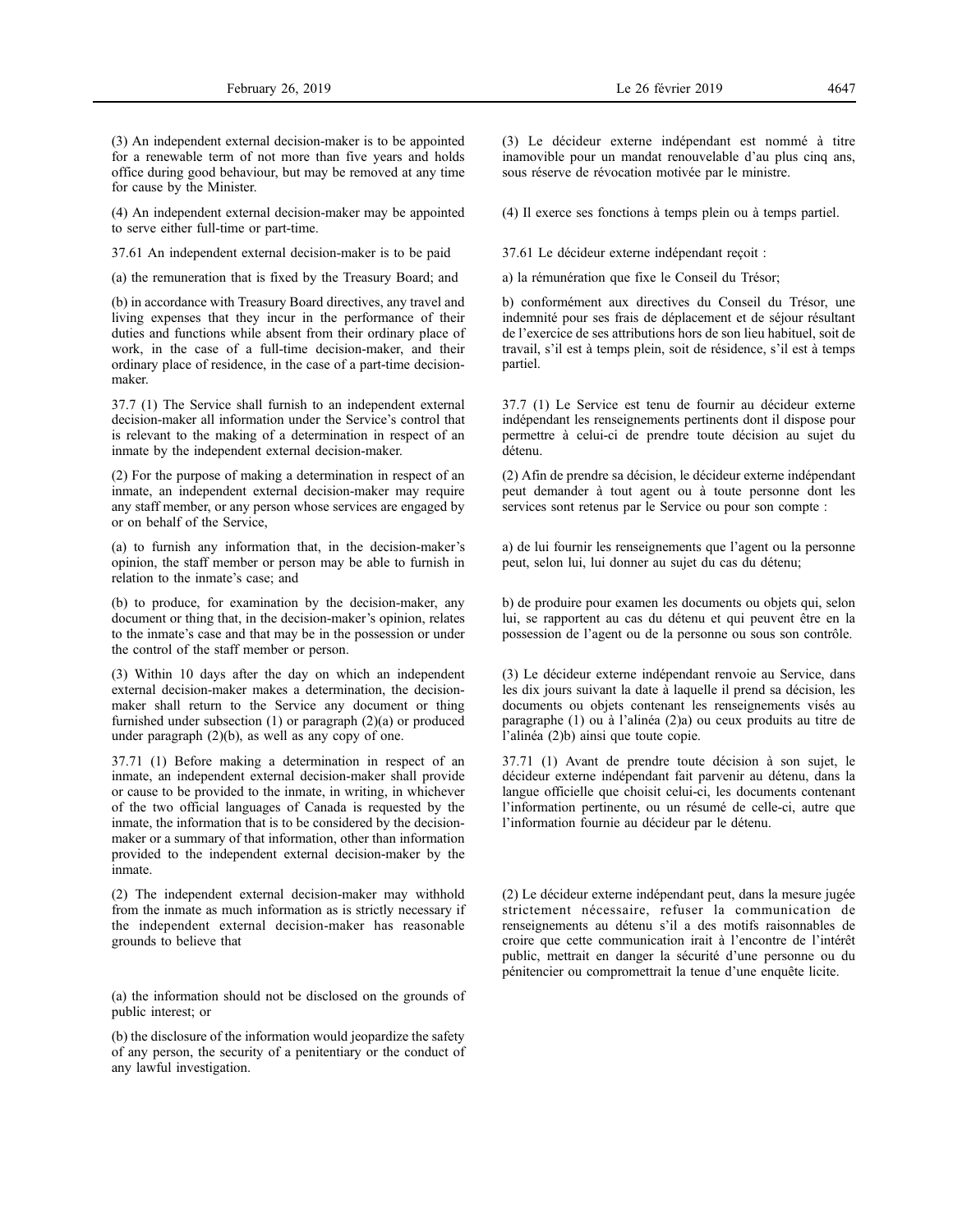(3) An independent external decision-maker is to be appointed for a renewable term of not more than five years and holds office during good behaviour, but may be removed at any time for cause by the Minister.

(4) An independent external decision-maker may be appointed to serve either full-time or part-time.

37.61 An independent external decision-maker is to be paid

(a) the remuneration that is fixed by the Treasury Board; and

(b) in accordance with Treasury Board directives, any travel and living expenses that they incur in the performance of their duties and functions while absent from their ordinary place of work, in the case of a full-time decision-maker, and their ordinary place of residence, in the case of a part-time decision-maker.

37.7 (1) The Service shall furnish to an independent external decision-maker all information under the Service's control that is relevant to the making of a determination in respect of an inmate by the independent external decision-maker.

(2) For the purpose of making a determination in respect of an inmate, an independent external decision-maker may require any staff member, or any person whose services are engaged by or on behalf of the Service,

(a) to furnish any information that, in the decision-maker's opinion, the staff member or person may be able to furnish in relation to the inmate's case; and

(b) to produce, for examination by the decision-maker, any document or thing that, in the decision-maker's opinion, relates to the inmate's case and that may be in the possession or under the control of the staff member or person.

(3) Within 10 days after the day on which an independent external decision-maker makes a determination, the decision-maker shall return to the Service any document or thing furnished under subsection (1) or paragraph (2)(a) or produced under paragraph (2)(b), as well as any copy of one.

37.71 (1) Before making a determination in respect of an inmate, an independent external decision-maker shall provide or cause to be provided to the inmate, in writing, in whichever of the two official languages of Canada is requested by the inmate, the information that is to be considered by the decision-maker or a summary of that information, other than information provided to the independent external decision-maker by the inmate.

(2) The independent external decision-maker may withhold from the inmate as much information as is strictly necessary if the independent external decision-maker has reasonable grounds to believe that

(a) the information should not be disclosed on the grounds of public interest; or

(b) the disclosure of the information would jeopardize the safety of any person, the security of a penitentiary or the conduct of any lawful investigation.

(3) Le décideur externe indépendant est nommé à titre inamovible pour un mandat renouvelable d'au plus cinq ans, sous réserve de révocation motivée par le ministre.

(4) Il exerce ses fonctions à temps plein ou à temps partiel.

37.61 Le décideur externe indépendant reçoit :

a) la rémunération que fixe le Conseil du Trésor;

b) conformément aux directives du Conseil du Trésor, une indemnité pour ses frais de déplacement et de séjour résultant de l'exercice de ses attributions hors de son lieu habituel, soit de travail, s'il est à temps plein, soit de résidence, s'il est à temps partiel.

37.7 (1) Le Service est tenu de fournir au décideur externe indépendant les renseignements pertinents dont il dispose pour permettre à celui-ci de prendre toute décision au sujet du détenu.

(2) Afin de prendre sa décision, le décideur externe indépendant peut demander à tout agent ou à toute personne dont les services sont retenus par le Service ou pour son compte :

a) de lui fournir les renseignements que l'agent ou la personne peut, selon lui, lui donner au sujet du cas du détenu;

b) de produire pour examen les documents ou objets qui, selon lui, se rapportent au cas du détenu et qui peuvent être en la possession de l'agent ou de la personne ou sous son contrôle.

(3) Le décideur externe indépendant renvoie au Service, dans les dix jours suivant la date à laquelle il prend sa décision, les documents ou objets contenant les renseignements visés au paragraphe (1) ou à l'alinéa (2)a) ou ceux produits au titre de l'alinéa (2)b) ainsi que toute copie.

37.71 (1) Avant de prendre toute décision à son sujet, le décideur externe indépendant fait parvenir au détenu, dans la langue officielle que choisit celui-ci, les documents contenant l'information pertinente, ou un résumé de celle-ci, autre que l'information fournie au décideur par le détenu.

(2) Le décideur externe indépendant peut, dans la mesure jugée strictement nécessaire, refuser la communication de renseignements au détenu s'il a des motifs raisonnables de croire que cette communication irait à l'encontre de l'intérêt public, mettrait en danger la sécurité d'une personne ou du pénitencier ou compromettrait la tenue d'une enquête licite.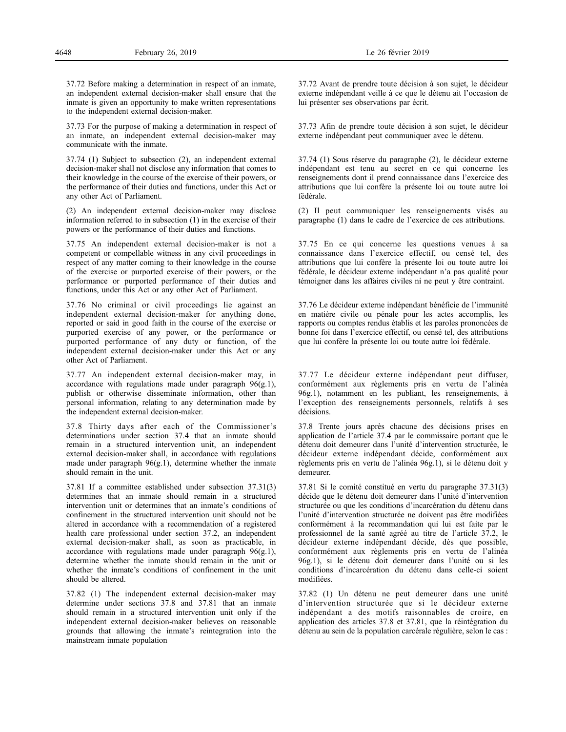37.72 Before making a determination in respect of an inmate, an independent external decision-maker shall ensure that the inmate is given an opportunity to make written representations to the independent external decision-maker.

37.73 For the purpose of making a determination in respect of an inmate, an independent external decision-maker may communicate with the inmate.

37.74 (1) Subject to subsection (2), an independent external decision-maker shall not disclose any information that comes to their knowledge in the course of the exercise of their powers, or the performance of their duties and functions, under this Act or any other Act of Parliament.

(2) An independent external decision-maker may disclose information referred to in subsection (1) in the exercise of their powers or the performance of their duties and functions.

37.75 An independent external decision-maker is not a competent or compellable witness in any civil proceedings in respect of any matter coming to their knowledge in the course of the exercise or purported exercise of their powers, or the performance or purported performance of their duties and functions, under this Act or any other Act of Parliament.

37.76 No criminal or civil proceedings lie against an independent external decision-maker for anything done, reported or said in good faith in the course of the exercise or purported exercise of any power, or the performance or purported performance of any duty or function, of the independent external decision-maker under this Act or any other Act of Parliament.

37.77 An independent external decision-maker may, in accordance with regulations made under paragraph 96(g.1), publish or otherwise disseminate information, other than personal information, relating to any determination made by the independent external decision-maker.

37.8 Thirty days after each of the Commissioner's determinations under section 37.4 that an inmate should remain in a structured intervention unit, an independent external decision-maker shall, in accordance with regulations made under paragraph 96(g.1), determine whether the inmate should remain in the unit.

37.81 If a committee established under subsection 37.31(3) determines that an inmate should remain in a structured intervention unit or determines that an inmate's conditions of confinement in the structured intervention unit should not be altered in accordance with a recommendation of a registered health care professional under section 37.2, an independent external decision-maker shall, as soon as practicable, in accordance with regulations made under paragraph 96(g.1), determine whether the inmate should remain in the unit or whether the inmate's conditions of confinement in the unit should be altered.

37.82 (1) The independent external decision-maker may determine under sections 37.8 and 37.81 that an inmate should remain in a structured intervention unit only if the independent external decision-maker believes on reasonable grounds that allowing the inmate's reintegration into the mainstream inmate population

37.72 Avant de prendre toute décision à son sujet, le décideur externe indépendant veille à ce que le détenu ait l'occasion de lui présenter ses observations par écrit.

37.73 Afin de prendre toute décision à son sujet, le décideur externe indépendant peut communiquer avec le détenu.

37.74 (1) Sous réserve du paragraphe (2), le décideur externe indépendant est tenu au secret en ce qui concerne les renseignements dont il prend connaissance dans l'exercice des attributions que lui confère la présente loi ou toute autre loi fédérale.

(2) Il peut communiquer les renseignements visés au paragraphe (1) dans le cadre de l'exercice de ces attributions.

37.75 En ce qui concerne les questions venues à sa connaissance dans l'exercice effectif, ou censé tel, des attributions que lui confère la présente loi ou toute autre loi fédérale, le décideur externe indépendant n'a pas qualité pour témoigner dans les affaires civiles ni ne peut y être contraint.

37.76 Le décideur externe indépendant bénéficie de l'immunité en matière civile ou pénale pour les actes accomplis, les rapports ou comptes rendus établis et les paroles prononcées de bonne foi dans l'exercice effectif, ou censé tel, des attributions que lui confère la présente loi ou toute autre loi fédérale.

37.77 Le décideur externe indépendant peut diffuser, conformément aux règlements pris en vertu de l'alinéa 96g.1), notamment en les publiant, les renseignements, à l'exception des renseignements personnels, relatifs à ses décisions.

37.8 Trente jours après chacune des décisions prises en application de l'article 37.4 par le commissaire portant que le détenu doit demeurer dans l'unité d'intervention structurée, le décideur externe indépendant décide, conformément aux règlements pris en vertu de l'alinéa 96g.1), si le détenu doit y demeurer.

37.81 Si le comité constitué en vertu du paragraphe 37.31(3) décide que le détenu doit demeurer dans l'unité d'intervention structurée ou que les conditions d'incarcération du détenu dans l'unité d'intervention structurée ne doivent pas être modifiées conformément à la recommandation qui lui est faite par le professionnel de la santé agréé au titre de l'article 37.2, le décideur externe indépendant décide, dès que possible, conformément aux règlements pris en vertu de l'alinéa 96g.1), si le détenu doit demeurer dans l'unité ou si les conditions d'incarcération du détenu dans celle-ci soient modifiées.

37.82 (1) Un détenu ne peut demeurer dans une unité d'intervention structurée que si le décideur externe indépendant a des motifs raisonnables de croire, en application des articles 37.8 et 37.81, que la réintégration du détenu au sein de la population carcérale régulière, selon le cas :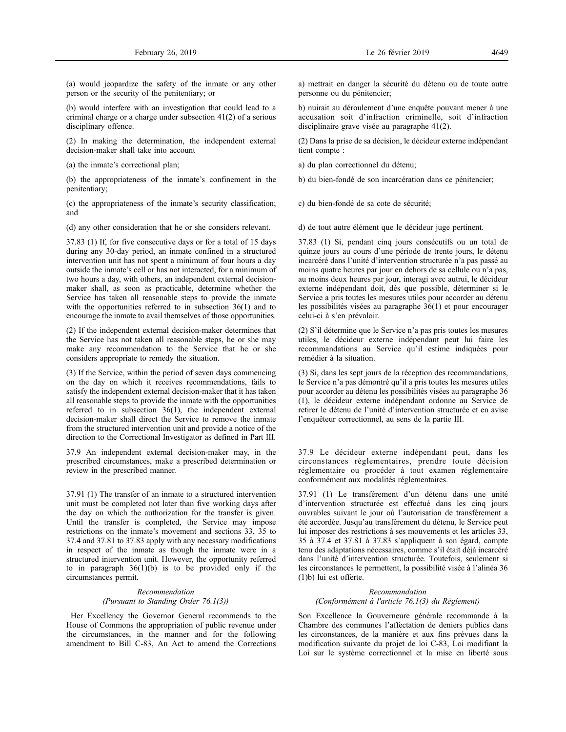(a) would jeopardize the safety of the inmate or any other person or the security of the penitentiary; or

(b) would interfere with an investigation that could lead to a criminal charge or a charge under subsection 41(2) of a serious disciplinary offence.

(2) In making the determination, the independent external decision-maker shall take into account

(a) the inmate's correctional plan;

(b) the appropriateness of the inmate's confinement in the penitentiary;

(c) the appropriateness of the inmate's security classification; and

(d) any other consideration that he or she considers relevant.

37.83 (1) If, for five consecutive days or for a total of 15 days during any 30-day period, an inmate confined in a structured intervention unit has not spent a minimum of four hours a day outside the inmate's cell or has not interacted, for a minimum of two hours a day, with others, an independent external decision-maker shall, as soon as practicable, determine whether the Service has taken all reasonable steps to provide the inmate with the opportunities referred to in subsection 36(1) and to encourage the inmate to avail themselves of those opportunities.

(2) If the independent external decision-maker determines that the Service has not taken all reasonable steps, he or she may make any recommendation to the Service that he or she considers appropriate to remedy the situation.

(3) If the Service, within the period of seven days commencing on the day on which it receives recommendations, fails to satisfy the independent external decision-maker that it has taken all reasonable steps to provide the inmate with the opportunities referred to in subsection 36(1), the independent external decision-maker shall direct the Service to remove the inmate from the structured intervention unit and provide a notice of the direction to the Correctional Investigator as defined in Part III.

37.9 An independent external decision-maker may, in the prescribed circumstances, make a prescribed determination or review in the prescribed manner.

37.91 (1) The transfer of an inmate to a structured intervention unit must be completed not later than five working days after the day on which the authorization for the transfer is given. Until the transfer is completed, the Service may impose restrictions on the inmate's movement and sections 33, 35 to 37.4 and 37.81 to 37.83 apply with any necessary modifications in respect of the inmate as though the inmate were in a structured intervention unit. However, the opportunity referred to in paragraph 36(1)(b) is to be provided only if the circumstances permit.

*Recommendation*
*(Pursuant to Standing Order 76.1(3))*

Her Excellency the Governor General recommends to the House of Commons the appropriation of public revenue under the circumstances, in the manner and for the following amendment to Bill C-83, An Act to amend the Corrections

a) mettrait en danger la sécurité du détenu ou de toute autre personne ou du pénitencier;

b) nuirait au déroulement d'une enquête pouvant mener à une accusation soit d'infraction criminelle, soit d'infraction disciplinaire grave visée au paragraphe 41(2).

(2) Dans la prise de sa décision, le décideur externe indépendant tient compte :

a) du plan correctionnel du détenu;

b) du bien-fondé de son incarcération dans ce pénitencier;

c) du bien-fondé de sa cote de sécurité;

d) de tout autre élément que le décideur juge pertinent.

37.83 (1) Si, pendant cinq jours consécutifs ou un total de quinze jours au cours d'une période de trente jours, le détenu incarcéré dans l'unité d'intervention structurée n'a pas passé au moins quatre heures par jour en dehors de sa cellule ou n'a pas, au moins deux heures par jour, interagi avec autrui, le décideur externe indépendant doit, dès que possible, déterminer si le Service a pris toutes les mesures utiles pour accorder au détenu les possibilités visées au paragraphe 36(1) et pour encourager celui-ci à s'en prévaloir.

(2) S'il détermine que le Service n'a pas pris toutes les mesures utiles, le décideur externe indépendant peut lui faire les recommandations au Service qu'il estime indiquées pour remédier à la situation.

(3) Si, dans les sept jours de la réception des recommandations, le Service n'a pas démontré qu'il a pris toutes les mesures utiles pour accorder au détenu les possibilités visées au paragraphe 36 (1), le décideur externe indépendant ordonne au Service de retirer le détenu de l'unité d'intervention structurée et en avise l'enquêteur correctionnel, au sens de la partie III.

37.9 Le décideur externe indépendant peut, dans les circonstances réglementaires, prendre toute décision réglementaire ou procéder à tout examen réglementaire conformément aux modalités réglementaires.

37.91 (1) Le transfèrement d'un détenu dans une unité d'intervention structurée est effectué dans les cinq jours ouvrables suivant le jour où l'autorisation de transfèrement a été accordée. Jusqu'au transfèrement du détenu, le Service peut lui imposer des restrictions à ses mouvements et les articles 33, 35 à 37.4 et 37.81 à 37.83 s'appliquent à son égard, compte tenu des adaptations nécessaires, comme s'il était déjà incarcéré dans l'unité d'intervention structurée. Toutefois, seulement si les circonstances le permettent, la possibilité visée à l'alinéa 36 (1)b) lui est offerte.

*Recommandation*
*(Conformément à l'article 76.1(3) du Règlement)*

Son Excellence la Gouverneure générale recommande à la Chambre des communes l'affectation de deniers publics dans les circonstances, de la manière et aux fins prévues dans la modification suivante du projet de loi C-83, Loi modifiant la Loi sur le système correctionnel et la mise en liberté sous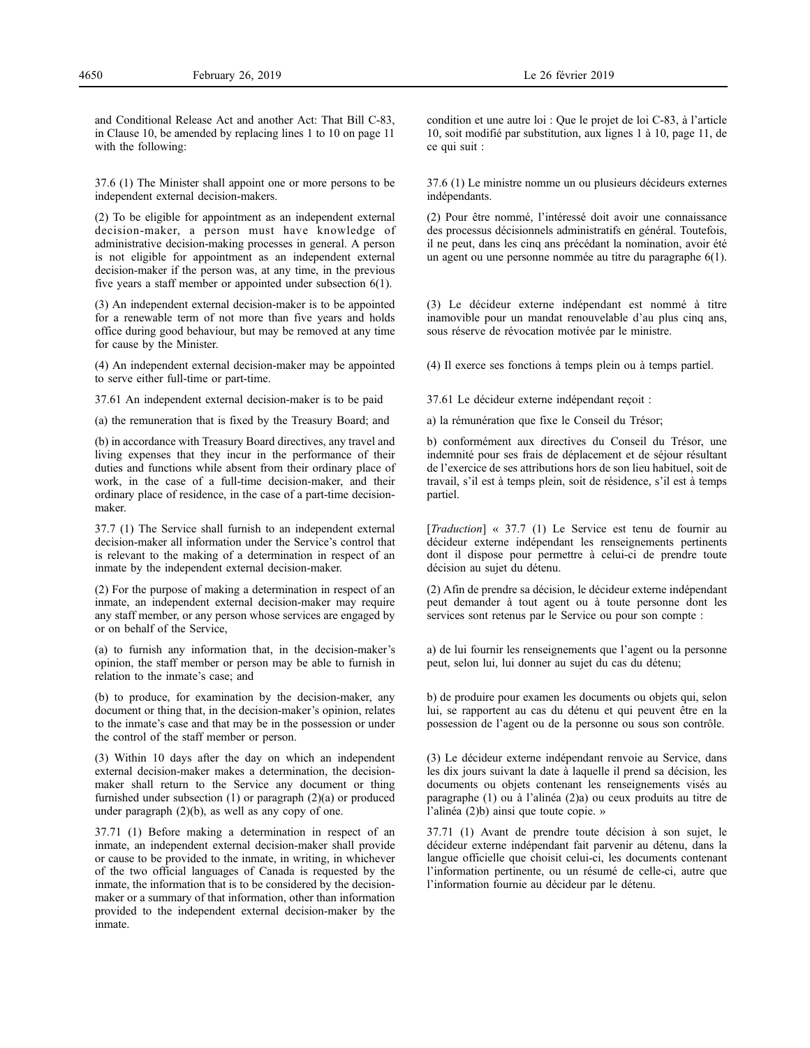and Conditional Release Act and another Act: That Bill C-83, in Clause 10, be amended by replacing lines 1 to 10 on page 11 with the following:

37.6 (1) The Minister shall appoint one or more persons to be independent external decision-makers.

(2) To be eligible for appointment as an independent external decision-maker, a person must have knowledge of administrative decision-making processes in general. A person is not eligible for appointment as an independent external decision-maker if the person was, at any time, in the previous five years a staff member or appointed under subsection 6(1).

(3) An independent external decision-maker is to be appointed for a renewable term of not more than five years and holds office during good behaviour, but may be removed at any time for cause by the Minister.

(4) An independent external decision-maker may be appointed to serve either full-time or part-time.

37.61 An independent external decision-maker is to be paid

(a) the remuneration that is fixed by the Treasury Board; and

(b) in accordance with Treasury Board directives, any travel and living expenses that they incur in the performance of their duties and functions while absent from their ordinary place of work, in the case of a full-time decision-maker, and their ordinary place of residence, in the case of a part-time decision-maker.

37.7 (1) The Service shall furnish to an independent external decision-maker all information under the Service's control that is relevant to the making of a determination in respect of an inmate by the independent external decision-maker.

(2) For the purpose of making a determination in respect of an inmate, an independent external decision-maker may require any staff member, or any person whose services are engaged by or on behalf of the Service,

(a) to furnish any information that, in the decision-maker's opinion, the staff member or person may be able to furnish in relation to the inmate's case; and

(b) to produce, for examination by the decision-maker, any document or thing that, in the decision-maker's opinion, relates to the inmate's case and that may be in the possession or under the control of the staff member or person.

(3) Within 10 days after the day on which an independent external decision-maker makes a determination, the decision-maker shall return to the Service any document or thing furnished under subsection (1) or paragraph (2)(a) or produced under paragraph (2)(b), as well as any copy of one.

37.71 (1) Before making a determination in respect of an inmate, an independent external decision-maker shall provide or cause to be provided to the inmate, in writing, in whichever of the two official languages of Canada is requested by the inmate, the information that is to be considered by the decision-maker or a summary of that information, other than information provided to the independent external decision-maker by the inmate.

condition et une autre loi : Que le projet de loi C-83, à l'article 10, soit modifié par substitution, aux lignes 1 à 10, page 11, de ce qui suit :

37.6 (1) Le ministre nomme un ou plusieurs décideurs externes indépendants.

(2) Pour être nommé, l'intéressé doit avoir une connaissance des processus décisionnels administratifs en général. Toutefois, il ne peut, dans les cinq ans précédant la nomination, avoir été un agent ou une personne nommée au titre du paragraphe 6(1).

(3) Le décideur externe indépendant est nommé à titre inamovible pour un mandat renouvelable d'au plus cinq ans, sous réserve de révocation motivée par le ministre.

(4) Il exerce ses fonctions à temps plein ou à temps partiel.

37.61 Le décideur externe indépendant reçoit :

a) la rémunération que fixe le Conseil du Trésor;

b) conformément aux directives du Conseil du Trésor, une indemnité pour ses frais de déplacement et de séjour résultant de l'exercice de ses attributions hors de son lieu habituel, soit de travail, s'il est à temps plein, soit de résidence, s'il est à temps partiel.

[*Traduction*] « 37.7 (1) Le Service est tenu de fournir au décideur externe indépendant les renseignements pertinents dont il dispose pour permettre à celui-ci de prendre toute décision au sujet du détenu.

(2) Afin de prendre sa décision, le décideur externe indépendant peut demander à tout agent ou à toute personne dont les services sont retenus par le Service ou pour son compte :

a) de lui fournir les renseignements que l'agent ou la personne peut, selon lui, lui donner au sujet du cas du détenu;

b) de produire pour examen les documents ou objets qui, selon lui, se rapportent au cas du détenu et qui peuvent être en la possession de l'agent ou de la personne ou sous son contrôle.

(3) Le décideur externe indépendant renvoie au Service, dans les dix jours suivant la date à laquelle il prend sa décision, les documents ou objets contenant les renseignements visés au paragraphe (1) ou à l'alinéa (2)a) ou ceux produits au titre de l'alinéa (2)b) ainsi que toute copie. »

37.71 (1) Avant de prendre toute décision à son sujet, le décideur externe indépendant fait parvenir au détenu, dans la langue officielle que choisit celui-ci, les documents contenant l'information pertinente, ou un résumé de celle-ci, autre que l'information fournie au décideur par le détenu.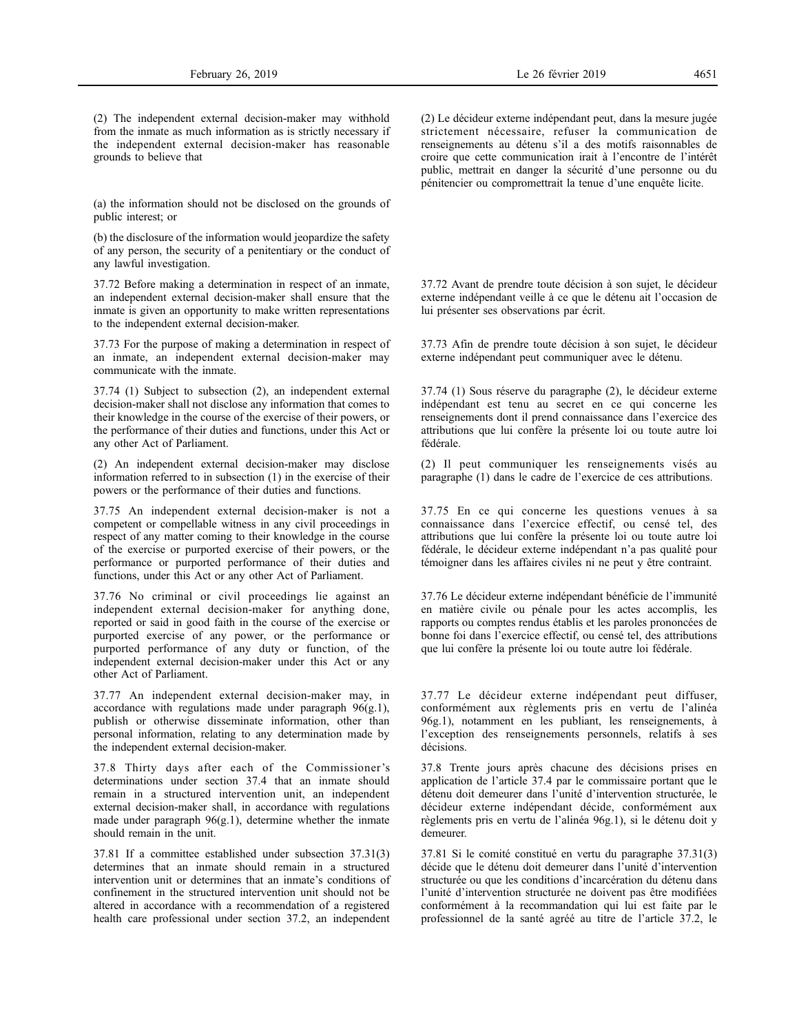(2) The independent external decision-maker may withhold from the inmate as much information as is strictly necessary if the independent external decision-maker has reasonable grounds to believe that

(a) the information should not be disclosed on the grounds of public interest; or

(b) the disclosure of the information would jeopardize the safety of any person, the security of a penitentiary or the conduct of any lawful investigation.

37.72 Before making a determination in respect of an inmate, an independent external decision-maker shall ensure that the inmate is given an opportunity to make written representations to the independent external decision-maker.

37.73 For the purpose of making a determination in respect of an inmate, an independent external decision-maker may communicate with the inmate.

37.74 (1) Subject to subsection (2), an independent external decision-maker shall not disclose any information that comes to their knowledge in the course of the exercise of their powers, or the performance of their duties and functions, under this Act or any other Act of Parliament.

(2) An independent external decision-maker may disclose information referred to in subsection (1) in the exercise of their powers or the performance of their duties and functions.

37.75 An independent external decision-maker is not a competent or compellable witness in any civil proceedings in respect of any matter coming to their knowledge in the course of the exercise or purported exercise of their powers, or the performance or purported performance of their duties and functions, under this Act or any other Act of Parliament.

37.76 No criminal or civil proceedings lie against an independent external decision-maker for anything done, reported or said in good faith in the course of the exercise or purported exercise of any power, or the performance or purported performance of any duty or function, of the independent external decision-maker under this Act or any other Act of Parliament.

37.77 An independent external decision-maker may, in accordance with regulations made under paragraph 96(g.1), publish or otherwise disseminate information, other than personal information, relating to any determination made by the independent external decision-maker.

37.8 Thirty days after each of the Commissioner's determinations under section 37.4 that an inmate should remain in a structured intervention unit, an independent external decision-maker shall, in accordance with regulations made under paragraph 96(g.1), determine whether the inmate should remain in the unit.

37.81 If a committee established under subsection 37.31(3) determines that an inmate should remain in a structured intervention unit or determines that an inmate's conditions of confinement in the structured intervention unit should not be altered in accordance with a recommendation of a registered health care professional under section 37.2, an independent

(2) Le décideur externe indépendant peut, dans la mesure jugée strictement nécessaire, refuser la communication de renseignements au détenu s'il a des motifs raisonnables de croire que cette communication irait à l'encontre de l'intérêt public, mettrait en danger la sécurité d'une personne ou du pénitencier ou compromettrait la tenue d'une enquête licite.

37.72 Avant de prendre toute décision à son sujet, le décideur externe indépendant veille à ce que le détenu ait l'occasion de lui présenter ses observations par écrit.

37.73 Afin de prendre toute décision à son sujet, le décideur externe indépendant peut communiquer avec le détenu.

37.74 (1) Sous réserve du paragraphe (2), le décideur externe indépendant est tenu au secret en ce qui concerne les renseignements dont il prend connaissance dans l'exercice des attributions que lui confère la présente loi ou toute autre loi fédérale.

(2) Il peut communiquer les renseignements visés au paragraphe (1) dans le cadre de l'exercice de ces attributions.

37.75 En ce qui concerne les questions venues à sa connaissance dans l'exercice effectif, ou censé tel, des attributions que lui confère la présente loi ou toute autre loi fédérale, le décideur externe indépendant n'a pas qualité pour témoigner dans les affaires civiles ni ne peut y être contraint.

37.76 Le décideur externe indépendant bénéficie de l'immunité en matière civile ou pénale pour les actes accomplis, les rapports ou comptes rendus établis et les paroles prononcées de bonne foi dans l'exercice effectif, ou censé tel, des attributions que lui confère la présente loi ou toute autre loi fédérale.

37.77 Le décideur externe indépendant peut diffuser, conformément aux règlements pris en vertu de l'alinéa 96g.1), notamment en les publiant, les renseignements, à l'exception des renseignements personnels, relatifs à ses décisions.

37.8 Trente jours après chacune des décisions prises en application de l'article 37.4 par le commissaire portant que le détenu doit demeurer dans l'unité d'intervention structurée, le décideur externe indépendant décide, conformément aux règlements pris en vertu de l'alinéa 96g.1), si le détenu doit y demeurer.

37.81 Si le comité constitué en vertu du paragraphe 37.31(3) décide que le détenu doit demeurer dans l'unité d'intervention structurée ou que les conditions d'incarcération du détenu dans l'unité d'intervention structurée ne doivent pas être modifiées conformément à la recommandation qui lui est faite par le professionnel de la santé agréé au titre de l'article 37.2, le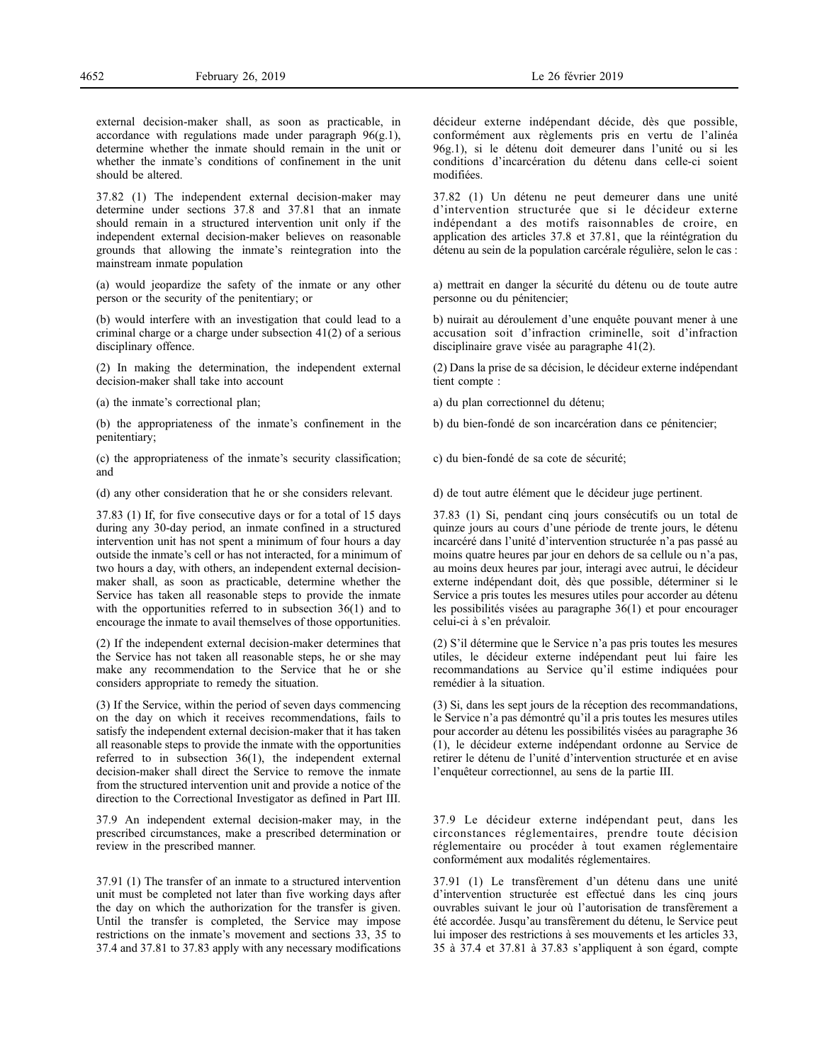external decision-maker shall, as soon as practicable, in accordance with regulations made under paragraph 96(g.1), determine whether the inmate should remain in the unit or whether the inmate's conditions of confinement in the unit should be altered.

37.82 (1) The independent external decision-maker may determine under sections 37.8 and 37.81 that an inmate should remain in a structured intervention unit only if the independent external decision-maker believes on reasonable grounds that allowing the inmate's reintegration into the mainstream inmate population

(a) would jeopardize the safety of the inmate or any other person or the security of the penitentiary; or

(b) would interfere with an investigation that could lead to a criminal charge or a charge under subsection 41(2) of a serious disciplinary offence.

(2) In making the determination, the independent external decision-maker shall take into account

(a) the inmate's correctional plan;

(b) the appropriateness of the inmate's confinement in the penitentiary;

(c) the appropriateness of the inmate's security classification; and

(d) any other consideration that he or she considers relevant.

37.83 (1) If, for five consecutive days or for a total of 15 days during any 30-day period, an inmate confined in a structured intervention unit has not spent a minimum of four hours a day outside the inmate's cell or has not interacted, for a minimum of two hours a day, with others, an independent external decision-maker shall, as soon as practicable, determine whether the Service has taken all reasonable steps to provide the inmate with the opportunities referred to in subsection 36(1) and to encourage the inmate to avail themselves of those opportunities.

(2) If the independent external decision-maker determines that the Service has not taken all reasonable steps, he or she may make any recommendation to the Service that he or she considers appropriate to remedy the situation.

(3) If the Service, within the period of seven days commencing on the day on which it receives recommendations, fails to satisfy the independent external decision-maker that it has taken all reasonable steps to provide the inmate with the opportunities referred to in subsection 36(1), the independent external decision-maker shall direct the Service to remove the inmate from the structured intervention unit and provide a notice of the direction to the Correctional Investigator as defined in Part III.

37.9 An independent external decision-maker may, in the prescribed circumstances, make a prescribed determination or review in the prescribed manner.

37.91 (1) The transfer of an inmate to a structured intervention unit must be completed not later than five working days after the day on which the authorization for the transfer is given. Until the transfer is completed, the Service may impose restrictions on the inmate's movement and sections 33, 35 to 37.4 and 37.81 to 37.83 apply with any necessary modifications

décideur externe indépendant décide, dès que possible, conformément aux règlements pris en vertu de l'alinéa 96g.1), si le détenu doit demeurer dans l'unité ou si les conditions d'incarcération du détenu dans celle-ci soient modifiées.

37.82 (1) Un détenu ne peut demeurer dans une unité d'intervention structurée que si le décideur externe indépendant a des motifs raisonnables de croire, en application des articles 37.8 et 37.81, que la réintégration du détenu au sein de la population carcérale régulière, selon le cas :

a) mettrait en danger la sécurité du détenu ou de toute autre personne ou du pénitencier;

b) nuirait au déroulement d'une enquête pouvant mener à une accusation soit d'infraction criminelle, soit d'infraction disciplinaire grave visée au paragraphe 41(2).

(2) Dans la prise de sa décision, le décideur externe indépendant tient compte :

a) du plan correctionnel du détenu;

b) du bien-fondé de son incarcération dans ce pénitencier;

c) du bien-fondé de sa cote de sécurité;

d) de tout autre élément que le décideur juge pertinent.

37.83 (1) Si, pendant cinq jours consécutifs ou un total de quinze jours au cours d'une période de trente jours, le détenu incarcéré dans l'unité d'intervention structurée n'a pas passé au moins quatre heures par jour en dehors de sa cellule ou n'a pas, au moins deux heures par jour, interagi avec autrui, le décideur externe indépendant doit, dès que possible, déterminer si le Service a pris toutes les mesures utiles pour accorder au détenu les possibilités visées au paragraphe 36(1) et pour encourager celui-ci à s'en prévaloir.

(2) S'il détermine que le Service n'a pas pris toutes les mesures utiles, le décideur externe indépendant peut lui faire les recommandations au Service qu'il estime indiquées pour remédier à la situation.

(3) Si, dans les sept jours de la réception des recommandations, le Service n'a pas démontré qu'il a pris toutes les mesures utiles pour accorder au détenu les possibilités visées au paragraphe 36 (1), le décideur externe indépendant ordonne au Service de retirer le détenu de l'unité d'intervention structurée et en avise l'enquêteur correctionnel, au sens de la partie III.

37.9 Le décideur externe indépendant peut, dans les circonstances réglementaires, prendre toute décision réglementaire ou procéder à tout examen réglementaire conformément aux modalités réglementaires.

37.91 (1) Le transfèrement d'un détenu dans une unité d'intervention structurée est effectué dans les cinq jours ouvrables suivant le jour où l'autorisation de transfèrement a été accordée. Jusqu'au transfèrement du détenu, le Service peut lui imposer des restrictions à ses mouvements et les articles 33, 35 à 37.4 et 37.81 à 37.83 s'appliquent à son égard, compte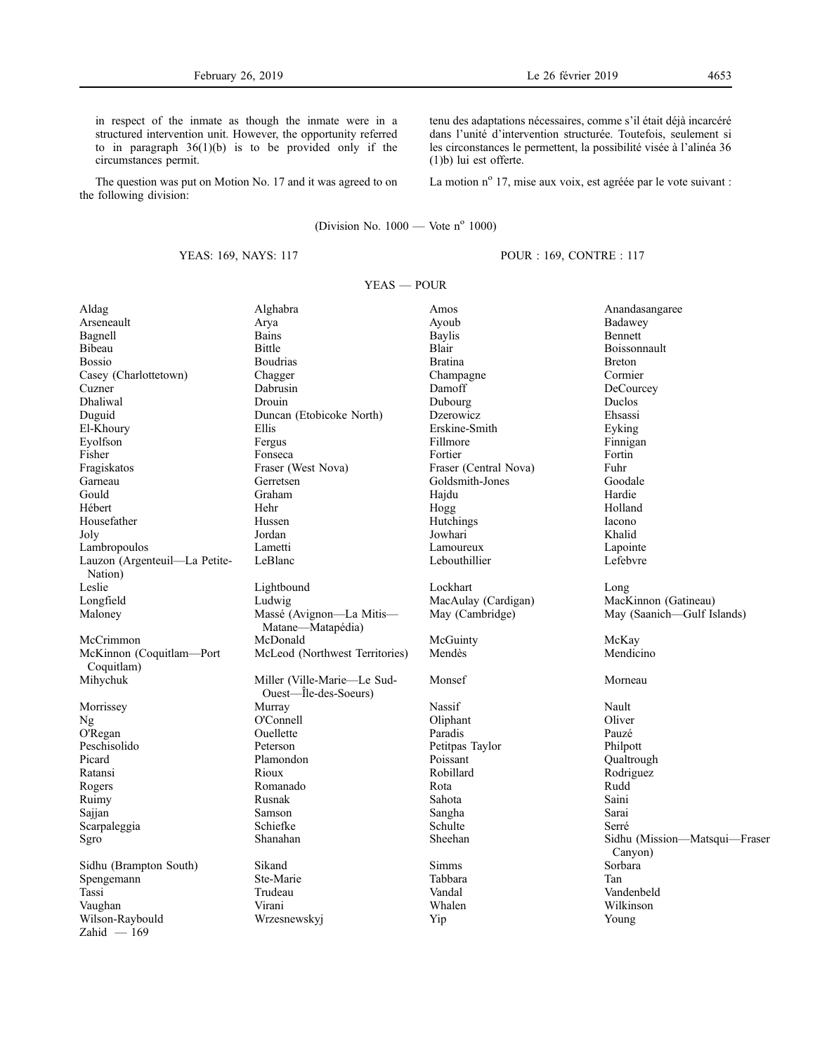in respect of the inmate as though the inmate were in a structured intervention unit. However, the opportunity referred to in paragraph 36(1)(b) is to be provided only if the circumstances permit.

The question was put on Motion No. 17 and it was agreed to on the following division:

tenu des adaptations nécessaires, comme s'il était déjà incarcéré dans l'unité d'intervention structurée. Toutefois, seulement si les circonstances le permettent, la possibilité visée à l'alinéa 36 (1)b) lui est offerte.

La motion n° 17, mise aux voix, est agréée par le vote suivant :

(Division No. 1000 — Vote n° 1000)

YEAS: 169, NAYS: 117

POUR : 169, CONTRE : 117

YEAS — POUR

| | | | |
|---|---|---|---|
| Aldag | Alghabra | Amos | Anandasangaree |
| Arseneault | Arya | Ayoub | Badawey |
| Bagnell | Bains | Baylis | Bennett |
| Bibeau | Bittle | Blair | Boissonnault |
| Bossio | Boudrias | Bratina | Breton |
| Casey (Charlottetown) | Chagger | Champagne | Cormier |
| Cuzner | Dabrusin | Damoff | DeCourcey |
| Dhaliwal | Drouin | Dubourg | Duclos |
| Duguid | Duncan (Etobicoke North) | Dzerowicz | Ehsassi |
| El-Khoury | Ellis | Erskine-Smith | Eyking |
| Eyolfson | Fergus | Fillmore | Finnigan |
| Fisher | Fonseca | Fortier | Fortin |
| Fragiskatos | Fraser (West Nova) | Fraser (Central Nova) | Fuhr |
| Garneau | Gerretsen | Goldsmith-Jones | Goodale |
| Gould | Graham | Hajdu | Hardie |
| Hébert | Hehr | Hogg | Holland |
| Housefather | Hussen | Hutchings | Iacono |
| Joly | Jordan | Jowhari | Khalid |
| Lambropoulos | Lametti | Lamoureux | Lapointe |
| Lauzon (Argenteuil—La Petite-Nation) | LeBlanc | Lebouthillier | Lefebvre |
| Leslie | Lightbound | Lockhart | Long |
| Longfield | Ludwig | MacAulay (Cardigan) | MacKinnon (Gatineau) |
| Maloney | Massé (Avignon—La Mitis—Matane—Matapédia) | May (Cambridge) | May (Saanich—Gulf Islands) |
| McCrimmon | McDonald | McGuinty | McKay |
| McKinnon (Coquitlam—Port Coquitlam) | McLeod (Northwest Territories) | Mendès | Mendicino |
| Mihychuk | Miller (Ville-Marie—Le Sud-Ouest—Île-des-Soeurs) | Monsef | Morneau |
| Morrissey | Murray | Nassif | Nault |
| Ng | O'Connell | Oliphant | Oliver |
| O'Regan | Ouellette | Paradis | Pauzé |
| Peschisolido | Peterson | Petitpas Taylor | Philpott |
| Picard | Plamondon | Poissant | Qualtrough |
| Ratansi | Rioux | Robillard | Rodriguez |
| Rogers | Romanado | Rota | Rudd |
| Ruimy | Rusnak | Sahota | Saini |
| Sajjan | Samson | Sangha | Sarai |
| Scarpaleggia | Schiefke | Schulte | Serré |
| Sgro | Shanahan | Sheehan | Sidhu (Mission—Matsqui—Fraser Canyon) |
| Sidhu (Brampton South) | Sikand | Simms | Sorbara |
| Spengemann | Ste-Marie | Tabbara | Tan |
| Tassi | Trudeau | Vandal | Vandenbeld |
| Vaughan | Virani | Whalen | Wilkinson |
| Wilson-Raybould | Wrzesnewskyj | Yip | Young |
| Zahid — 169 | | | |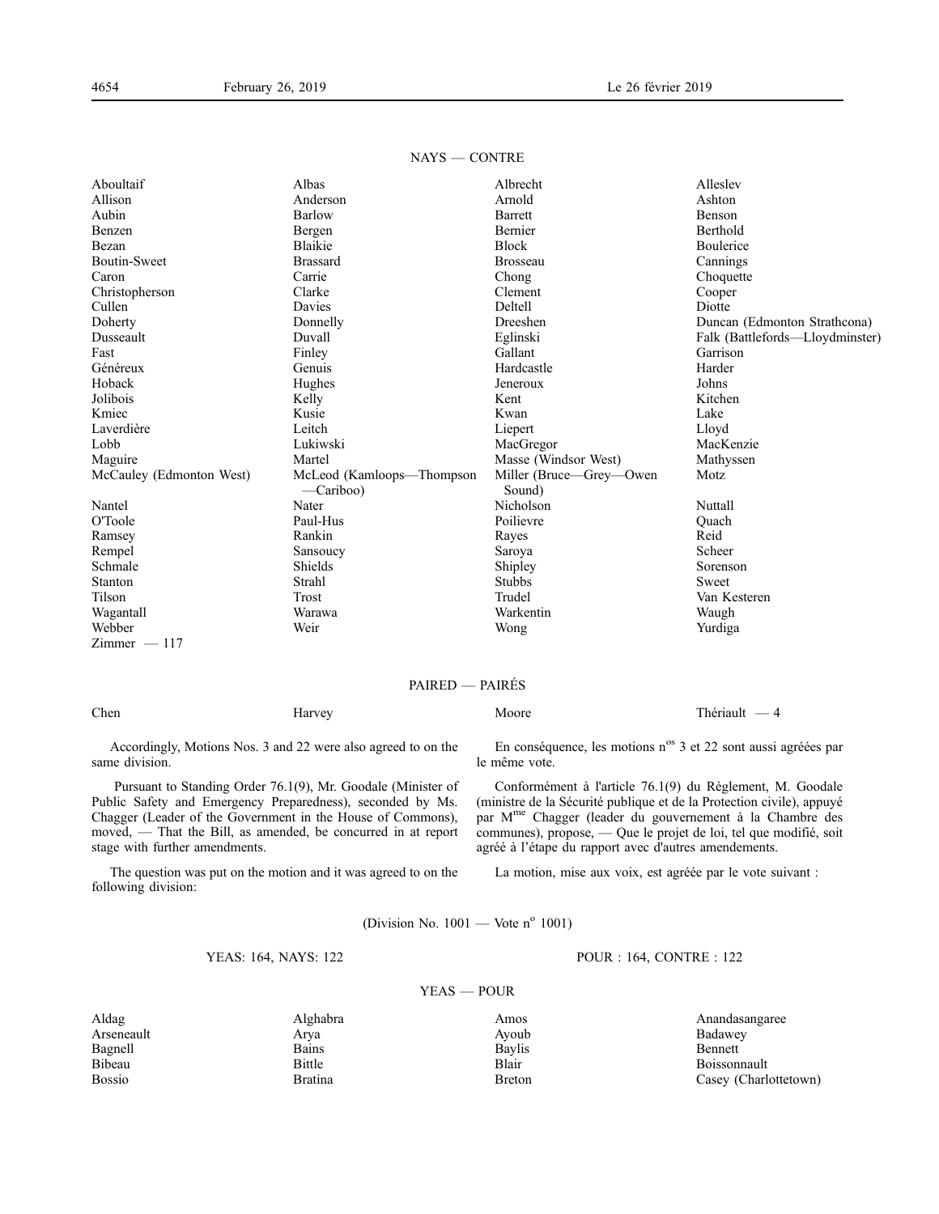NAYS — CONTRE

| | | | |
|---|---|---|---|
| Aboultaif | Albas | Albrecht | Alleslev |
| Allison | Anderson | Arnold | Ashton |
| Aubin | Barlow | Barrett | Benson |
| Benzen | Bergen | Bernier | Berthold |
| Bezan | Blaikie | Block | Boulerice |
| Boutin-Sweet | Brassard | Brosseau | Cannings |
| Caron | Carrie | Chong | Choquette |
| Christopherson | Clarke | Clement | Cooper |
| Cullen | Davies | Deltell | Diotte |
| Doherty | Donnelly | Dreeshen | Duncan (Edmonton Strathcona) |
| Dusseault | Duvall | Eglinski | Falk (Battlefords—Lloydminster) |
| Fast | Finley | Gallant | Garrison |
| Généreux | Genuis | Hardcastle | Harder |
| Hoback | Hughes | Jeneroux | Johns |
| Jolibois | Kelly | Kent | Kitchen |
| Kmiec | Kusie | Kwan | Lake |
| Laverdière | Leitch | Liepert | Lloyd |
| Lobb | Lukiwski | MacGregor | MacKenzie |
| Maguire | Martel | Masse (Windsor West) | Mathyssen |
| McCauley (Edmonton West) | McLeod (Kamloops—Thompson—Cariboo) | Miller (Bruce—Grey—Owen Sound) | Motz |
| Nantel | Nater | Nicholson | Nuttall |
| O'Toole | Paul-Hus | Poilievre | Quach |
| Ramsey | Rankin | Rayes | Reid |
| Rempel | Sansoucy | Saroya | Scheer |
| Schmale | Shields | Shipley | Sorenson |
| Stanton | Strahl | Stubbs | Sweet |
| Tilson | Trost | Trudel | Van Kesteren |
| Wagantall | Warawa | Warkentin | Waugh |
| Webber | Weir | Wong | Yurdiga |
| Zimmer — 117 | | | |

PAIRED — PAIRÉS

| | | | |
|---|---|---|---|
| Chen | Harvey | Moore | Thériault — 4 |

Accordingly, Motions Nos. 3 and 22 were also agreed to on the same division.

En conséquence, les motions n[os] 3 et 22 sont aussi agréées par le même vote.

Pursuant to Standing Order 76.1(9), Mr. Goodale (Minister of Public Safety and Emergency Preparedness), seconded by Ms. Chagger (Leader of the Government in the House of Commons), moved, — That the Bill, as amended, be concurred in at report stage with further amendments.

Conformément à l'article 76.1(9) du Règlement, M. Goodale (ministre de la Sécurité publique et de la Protection civile), appuyé par M[me] Chagger (leader du gouvernement à la Chambre des communes), propose, — Que le projet de loi, tel que modifié, soit agréé à l'étape du rapport avec d'autres amendements.

The question was put on the motion and it was agreed to on the following division:

La motion, mise aux voix, est agréée par le vote suivant :

(Division No. 1001 — Vote n[o] 1001)

YEAS: 164, NAYS: 122

POUR : 164, CONTRE : 122

YEAS — POUR

| | | | |
|---|---|---|---|
| Aldag | Alghabra | Amos | Anandasangaree |
| Arseneault | Arya | Ayoub | Badawey |
| Bagnell | Bains | Baylis | Bennett |
| Bibeau | Bittle | Blair | Boissonnault |
| Bossio | Bratina | Breton | Casey (Charlottetown) |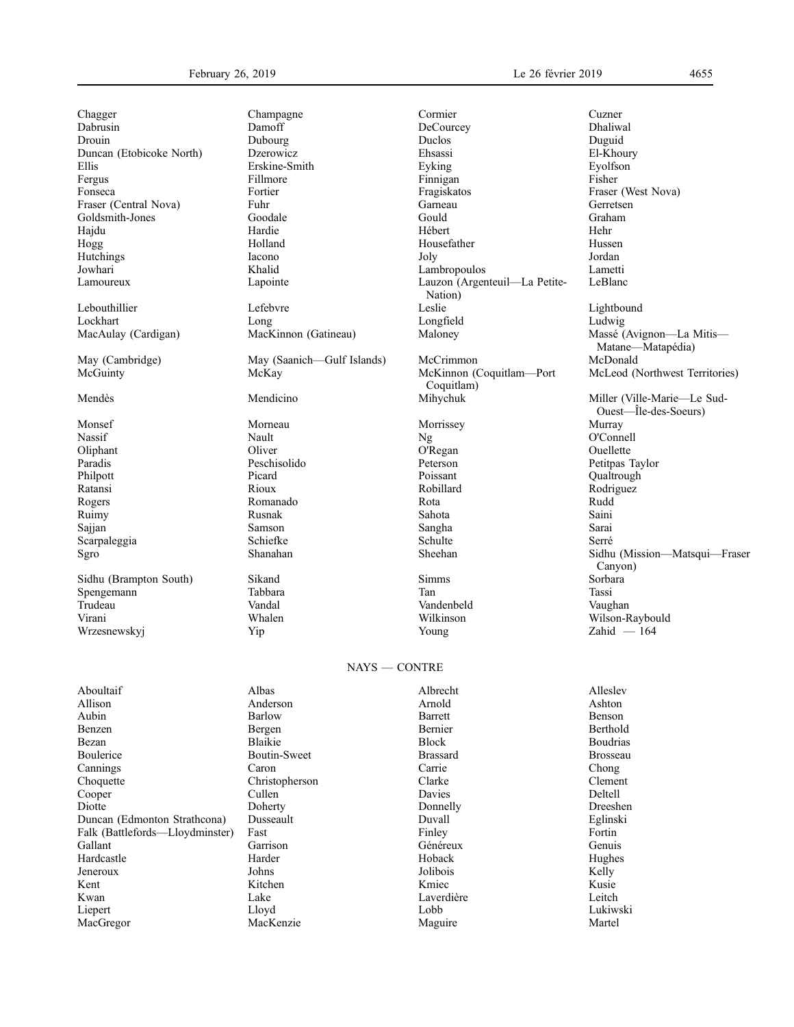Chagger Champagne Cormier Cuzner
Dabrusin Damoff DeCourcey Dhaliwal
Drouin Dubourg Duclos Duguid
Duncan (Etobicoke North) Dzerowicz Ehsassi El-Khoury
Ellis Erskine-Smith Eyking Eyolfson
Fergus Fillmore Finnigan Fisher
Fonseca Fortier Fragiskatos Fraser (West Nova)
Fraser (Central Nova) Fuhr Garneau Gerretsen
Goldsmith-Jones Goodale Gould Graham
Hajdu Hardie Hébert Hehr
Hogg Holland Housefather Hussen
Hutchings Iacono Joly Jordan
Jowhari Khalid Lambropoulos Lametti
Lamoureux Lapointe Lauzon (Argenteuil—La Petite-Nation) LeBlanc
Lebouthillier Lefebvre Leslie Lightbound
Lockhart Long Longfield Ludwig
MacAulay (Cardigan) MacKinnon (Gatineau) Maloney Massé (Avignon—La Mitis—Matane—Matapédia)
May (Cambridge) May (Saanich—Gulf Islands) McCrimmon McDonald
McGuinty McKay McKinnon (Coquitlam—Port Coquitlam) McLeod (Northwest Territories)
Mendès Mendicino Mihychuk Miller (Ville-Marie—Le Sud-Ouest—Île-des-Soeurs)
Monsef Morneau Morrissey Murray
Nassif Nault Ng O'Connell
Oliphant Oliver O'Regan Ouellette
Paradis Peschisolido Peterson Petitpas Taylor
Philpott Picard Poissant Qualtrough
Ratansi Rioux Robillard Rodriguez
Rogers Romanado Rota Rudd
Ruimy Rusnak Sahota Saini
Sajjan Samson Sangha Sarai
Scarpaleggia Schiefke Schulte Serré
Sgro Shanahan Sheehan Sidhu (Mission—Matsqui—Fraser Canyon)
Sidhu (Brampton South) Sikand Simms Sorbara
Spengemann Tabbara Tan Tassi
Trudeau Vandal Vandenbeld Vaughan
Virani Whalen Wilkinson Wilson-Raybould
Wrzesnewskyj Yip Young Zahid — 164

NAYS — CONTRE

Aboultaif Albas Albrecht Alleslev
Allison Anderson Arnold Ashton
Aubin Barlow Barrett Benson
Benzen Bergen Bernier Berthold
Bezan Blaikie Block Boudrias
Boulerice Boutin-Sweet Brassard Brosseau
Cannings Caron Carrie Chong
Choquette Christopherson Clarke Clement
Cooper Cullen Davies Deltell
Diotte Doherty Donnelly Dreeshen
Duncan (Edmonton Strathcona) Dusseault Duvall Eglinski
Falk (Battlefords—Lloydminster) Fast Finley Fortin
Gallant Garrison Généreux Genuis
Hardcastle Harder Hoback Hughes
Jeneroux Johns Jolibois Kelly
Kent Kitchen Kmiec Kusie
Kwan Lake Laverdière Leitch
Liepert Lloyd Lobb Lukiwski
MacGregor MacKenzie Maguire Martel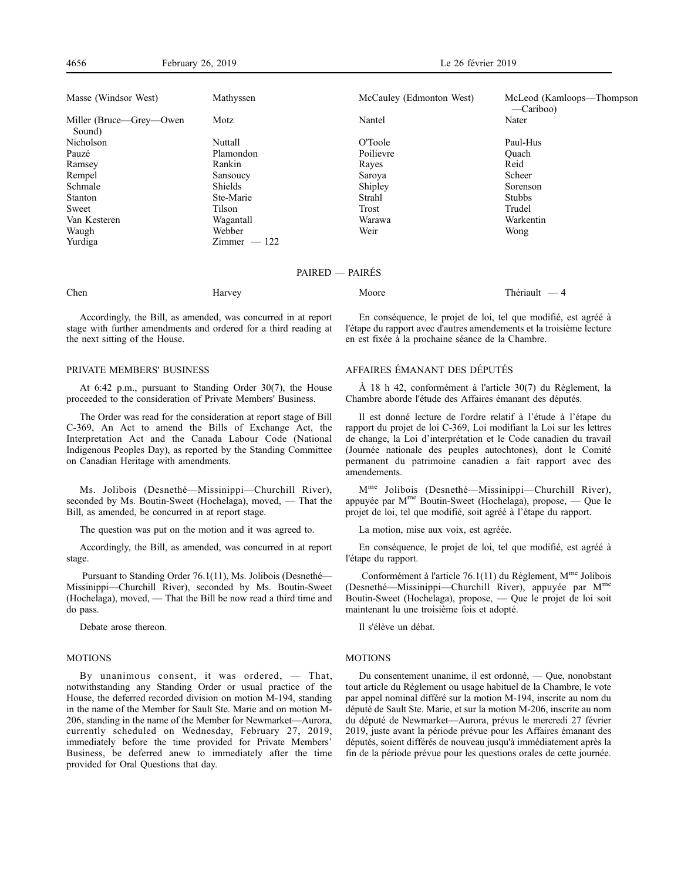| | | | |
|---|---|---|---|
| Masse (Windsor West) | Mathyssen | McCauley (Edmonton West) | McLeod (Kamloops—Thompson —Cariboo) |
| Miller (Bruce—Grey—Owen Sound) | Motz | Nantel | Nater |
| Nicholson | Nuttall | O'Toole | Paul-Hus |
| Pauzé | Plamondon | Poilievre | Quach |
| Ramsey | Rankin | Rayes | Reid |
| Rempel | Sansoucy | Saroya | Scheer |
| Schmale | Shields | Shipley | Sorenson |
| Stanton | Ste-Marie | Strahl | Stubbs |
| Sweet | Tilson | Trost | Trudel |
| Van Kesteren | Wagantall | Warawa | Warkentin |
| Waugh | Webber | Weir | Wong |
| Yurdiga | Zimmer — 122 | | |

PAIRED — PAIRÉS

| | | | |
|---|---|---|---|
| Chen | Harvey | Moore | Thériault — 4 |

Accordingly, the Bill, as amended, was concurred in at report stage with further amendments and ordered for a third reading at the next sitting of the House.

En conséquence, le projet de loi, tel que modifié, est agréé à l'étape du rapport avec d'autres amendements et la troisième lecture en est fixée à la prochaine séance de la Chambre.

## PRIVATE MEMBERS' BUSINESS

At 6:42 p.m., pursuant to Standing Order 30(7), the House proceeded to the consideration of Private Members' Business.

The Order was read for the consideration at report stage of Bill C-369, An Act to amend the Bills of Exchange Act, the Interpretation Act and the Canada Labour Code (National Indigenous Peoples Day), as reported by the Standing Committee on Canadian Heritage with amendments.

Ms. Jolibois (Desnethé—Missinippi—Churchill River), seconded by Ms. Boutin-Sweet (Hochelaga), moved, — That the Bill, as amended, be concurred in at report stage.

The question was put on the motion and it was agreed to.

Accordingly, the Bill, as amended, was concurred in at report stage.

Pursuant to Standing Order 76.1(11), Ms. Jolibois (Desnethé—Missinippi—Churchill River), seconded by Ms. Boutin-Sweet (Hochelaga), moved, — That the Bill be now read a third time and do pass.

Debate arose thereon.

## AFFAIRES ÉMANANT DES DÉPUTÉS

À 18 h 42, conformément à l'article 30(7) du Règlement, la Chambre aborde l'étude des Affaires émanant des députés.

Il est donné lecture de l'ordre relatif à l'étude à l'étape du rapport du projet de loi C-369, Loi modifiant la Loi sur les lettres de change, la Loi d'interprétation et le Code canadien du travail (Journée nationale des peuples autochtones), dont le Comité permanent du patrimoine canadien a fait rapport avec des amendements.

M[me] Jolibois (Desnethé—Missinippi—Churchill River), appuyée par M[me] Boutin-Sweet (Hochelaga), propose, — Que le projet de loi, tel que modifié, soit agréé à l'étape du rapport.

La motion, mise aux voix, est agréée.

En conséquence, le projet de loi, tel que modifié, est agréé à l'étape du rapport.

Conformément à l'article 76.1(11) du Règlement, M[me] Jolibois (Desnethé—Missinippi—Churchill River), appuyée par M[me] Boutin-Sweet (Hochelaga), propose, — Que le projet de loi soit maintenant lu une troisième fois et adopté.

Il s'élève un débat.

## MOTIONS

By unanimous consent, it was ordered, — That, notwithstanding any Standing Order or usual practice of the House, the deferred recorded division on motion M-194, standing in the name of the Member for Sault Ste. Marie and on motion M-206, standing in the name of the Member for Newmarket—Aurora, currently scheduled on Wednesday, February 27, 2019, immediately before the time provided for Private Members' Business, be deferred anew to immediately after the time provided for Oral Questions that day.

## MOTIONS

Du consentement unanime, il est ordonné, — Que, nonobstant tout article du Règlement ou usage habituel de la Chambre, le vote par appel nominal différé sur la motion M-194, inscrite au nom du député de Sault Ste. Marie, et sur la motion M-206, inscrite au nom du député de Newmarket—Aurora, prévus le mercredi 27 février 2019, juste avant la période prévue pour les Affaires émanant des députés, soient différés de nouveau jusqu'à immédiatement après la fin de la période prévue pour les questions orales de cette journée.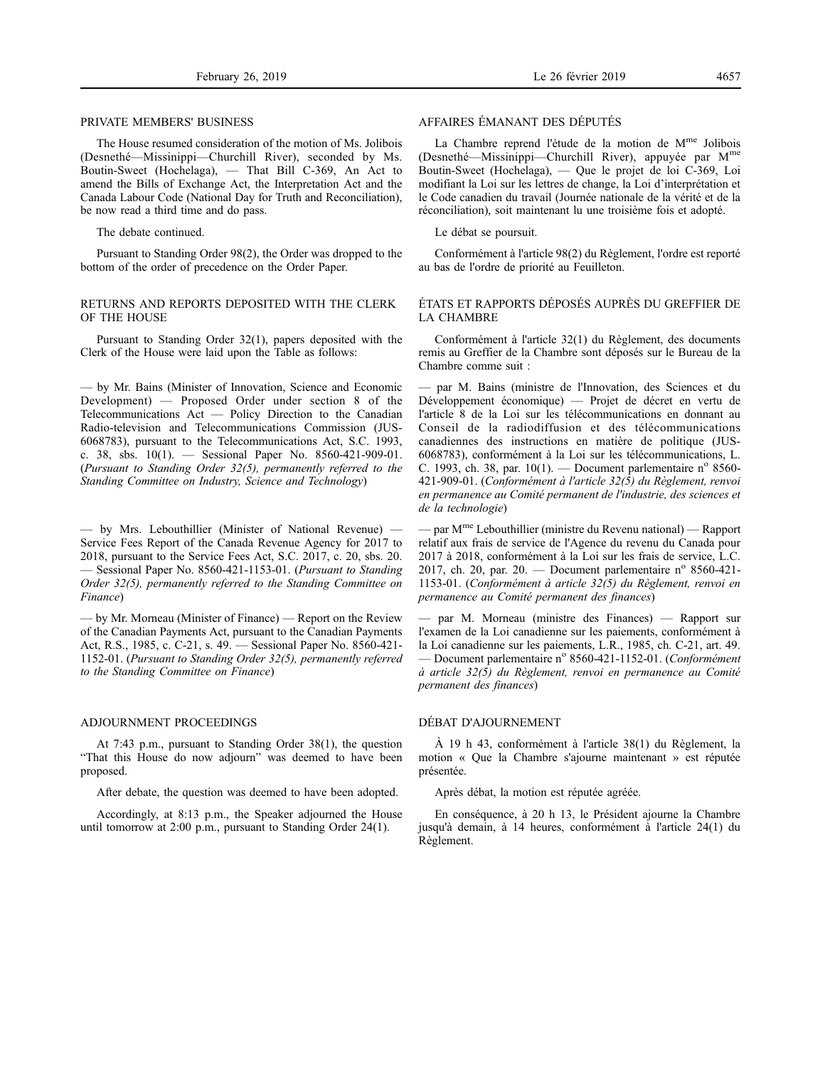## PRIVATE MEMBERS' BUSINESS

The House resumed consideration of the motion of Ms. Jolibois (Desnethé—Missinippi—Churchill River), seconded by Ms. Boutin-Sweet (Hochelaga), — That Bill C-369, An Act to amend the Bills of Exchange Act, the Interpretation Act and the Canada Labour Code (National Day for Truth and Reconciliation), be now read a third time and do pass.

The debate continued.

Pursuant to Standing Order 98(2), the Order was dropped to the bottom of the order of precedence on the Order Paper.

## RETURNS AND REPORTS DEPOSITED WITH THE CLERK OF THE HOUSE

Pursuant to Standing Order 32(1), papers deposited with the Clerk of the House were laid upon the Table as follows:

— by Mr. Bains (Minister of Innovation, Science and Economic Development) — Proposed Order under section 8 of the Telecommunications Act — Policy Direction to the Canadian Radio-television and Telecommunications Commission (JUS-6068783), pursuant to the Telecommunications Act, S.C. 1993, c. 38, sbs. 10(1). — Sessional Paper No. 8560-421-909-01. (*Pursuant to Standing Order 32(5), permanently referred to the Standing Committee on Industry, Science and Technology*)

— by Mrs. Lebouthillier (Minister of National Revenue) — Service Fees Report of the Canada Revenue Agency for 2017 to 2018, pursuant to the Service Fees Act, S.C. 2017, c. 20, sbs. 20. — Sessional Paper No. 8560-421-1153-01. (*Pursuant to Standing Order 32(5), permanently referred to the Standing Committee on Finance*)

— by Mr. Morneau (Minister of Finance) — Report on the Review of the Canadian Payments Act, pursuant to the Canadian Payments Act, R.S., 1985, c. C-21, s. 49. — Sessional Paper No. 8560-421-1152-01. (*Pursuant to Standing Order 32(5), permanently referred to the Standing Committee on Finance*)

## ADJOURNMENT PROCEEDINGS

At 7:43 p.m., pursuant to Standing Order 38(1), the question "That this House do now adjourn" was deemed to have been proposed.

After debate, the question was deemed to have been adopted.

Accordingly, at 8:13 p.m., the Speaker adjourned the House until tomorrow at 2:00 p.m., pursuant to Standing Order 24(1).

## AFFAIRES ÉMANANT DES DÉPUTÉS

La Chambre reprend l'étude de la motion de M[me] Jolibois (Desnethé—Missinippi—Churchill River), appuyée par M[me] Boutin-Sweet (Hochelaga), — Que le projet de loi C-369, Loi modifiant la Loi sur les lettres de change, la Loi d'interprétation et le Code canadien du travail (Journée nationale de la vérité et de la réconciliation), soit maintenant lu une troisième fois et adopté.

Le débat se poursuit.

Conformément à l'article 98(2) du Règlement, l'ordre est reporté au bas de l'ordre de priorité au Feuilleton.

## ÉTATS ET RAPPORTS DÉPOSÉS AUPRÈS DU GREFFIER DE LA CHAMBRE

Conformément à l'article 32(1) du Règlement, des documents remis au Greffier de la Chambre sont déposés sur le Bureau de la Chambre comme suit :

— par M. Bains (ministre de l'Innovation, des Sciences et du Développement économique) — Projet de décret en vertu de l'article 8 de la Loi sur les télécommunications en donnant au Conseil de la radiodiffusion et des télécommunications canadiennes des instructions en matière de politique (JUS-6068783), conformément à la Loi sur les télécommunications, L. C. 1993, ch. 38, par. 10(1). — Document parlementaire n[o] 8560-421-909-01. (*Conformément à l'article 32(5) du Règlement, renvoi en permanence au Comité permanent de l'industrie, des sciences et de la technologie*)

— par M[me] Lebouthillier (ministre du Revenu national) — Rapport relatif aux frais de service de l'Agence du revenu du Canada pour 2017 à 2018, conformément à la Loi sur les frais de service, L.C. 2017, ch. 20, par. 20. — Document parlementaire n[o] 8560-421-1153-01. (*Conformément à article 32(5) du Règlement, renvoi en permanence au Comité permanent des finances*)

— par M. Morneau (ministre des Finances) — Rapport sur l'examen de la Loi canadienne sur les paiements, conformément à la Loi canadienne sur les paiements, L.R., 1985, ch. C-21, art. 49. — Document parlementaire n[o] 8560-421-1152-01. (*Conformément à article 32(5) du Règlement, renvoi en permanence au Comité permanent des finances*)

## DÉBAT D'AJOURNEMENT

À 19 h 43, conformément à l'article 38(1) du Règlement, la motion « Que la Chambre s'ajourne maintenant » est réputée présentée.

Après débat, la motion est réputée agréée.

En conséquence, à 20 h 13, le Président ajourne la Chambre jusqu'à demain, à 14 heures, conformément à l'article 24(1) du Règlement.